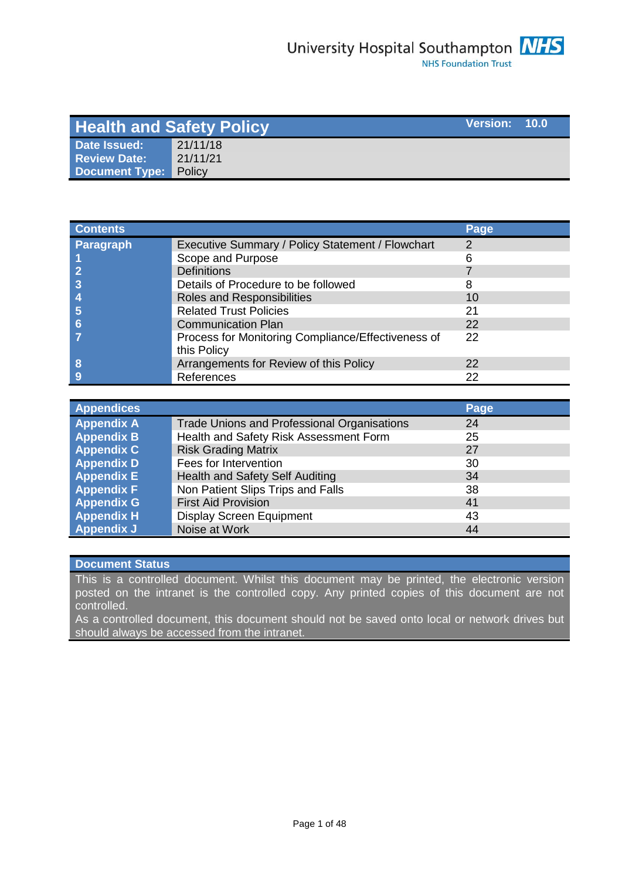University Hospital Southampton NHS Foundation Trust

# Health and Safety Policy

| | | |
|---|---|---|
| **Version:** | 10.0 | |
| **Date Issued:** | 21/11/18 | |
| **Review Date:** | 21/11/21 | |
| **Document Type:** | Policy | |

| **Contents** | | **Page** |
|---|---|---|
| **Paragraph** | Executive Summary / Policy Statement / Flowchart | 2 |
| **1** | Scope and Purpose | 6 |
| **2** | Definitions | 7 |
| **3** | Details of Procedure to be followed | 8 |
| **4** | Roles and Responsibilities | 10 |
| **5** | Related Trust Policies | 21 |
| **6** | Communication Plan | 22 |
| **7** | Process for Monitoring Compliance/Effectiveness of this Policy | 22 |
| **8** | Arrangements for Review of this Policy | 22 |
| **9** | References | 22 |

| **Appendices** | | **Page** |
|---|---|---|
| **Appendix A** | Trade Unions and Professional Organisations | 24 |
| **Appendix B** | Health and Safety Risk Assessment Form | 25 |
| **Appendix C** | Risk Grading Matrix | 27 |
| **Appendix D** | Fees for Intervention | 30 |
| **Appendix E** | Health and Safety Self Auditing | 34 |
| **Appendix F** | Non Patient Slips Trips and Falls | 38 |
| **Appendix G** | First Aid Provision | 41 |
| **Appendix H** | Display Screen Equipment | 43 |
| **Appendix J** | Noise at Work | 44 |

## Document Status

This is a controlled document. Whilst this document may be printed, the electronic version posted on the intranet is the controlled copy. Any printed copies of this document are not controlled.

As a controlled document, this document should not be saved onto local or network drives but should always be accessed from the intranet.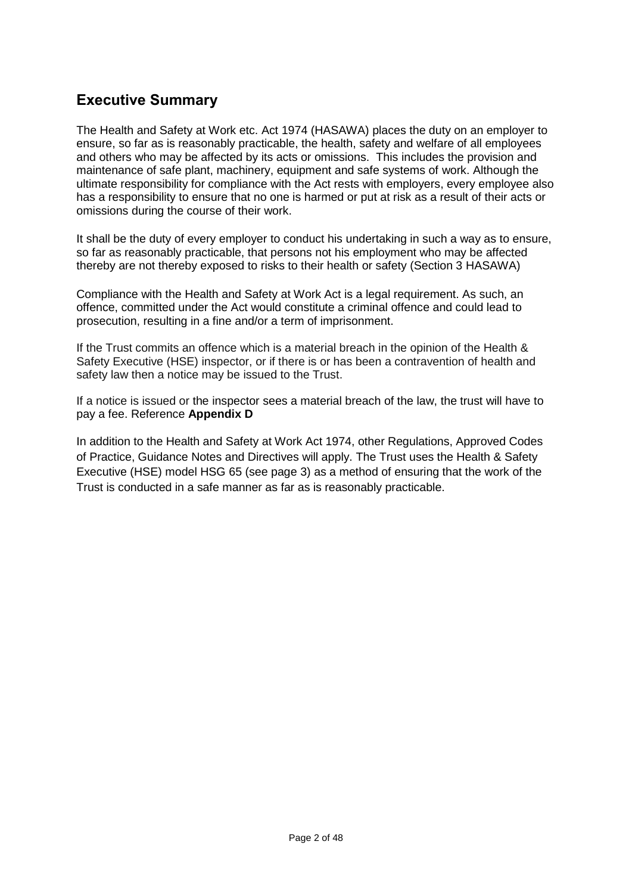## Executive Summary

The Health and Safety at Work etc. Act 1974 (HASAWA) places the duty on an employer to ensure, so far as is reasonably practicable, the health, safety and welfare of all employees and others who may be affected by its acts or omissions. This includes the provision and maintenance of safe plant, machinery, equipment and safe systems of work. Although the ultimate responsibility for compliance with the Act rests with employers, every employee also has a responsibility to ensure that no one is harmed or put at risk as a result of their acts or omissions during the course of their work.

It shall be the duty of every employer to conduct his undertaking in such a way as to ensure, so far as reasonably practicable, that persons not his employment who may be affected thereby are not thereby exposed to risks to their health or safety (Section 3 HASAWA)

Compliance with the Health and Safety at Work Act is a legal requirement. As such, an offence, committed under the Act would constitute a criminal offence and could lead to prosecution, resulting in a fine and/or a term of imprisonment.

If the Trust commits an offence which is a material breach in the opinion of the Health & Safety Executive (HSE) inspector, or if there is or has been a contravention of health and safety law then a notice may be issued to the Trust.

If a notice is issued or the inspector sees a material breach of the law, the trust will have to pay a fee. Reference **Appendix D**

In addition to the Health and Safety at Work Act 1974, other Regulations, Approved Codes of Practice, Guidance Notes and Directives will apply. The Trust uses the Health & Safety Executive (HSE) model HSG 65 (see page 3) as a method of ensuring that the work of the Trust is conducted in a safe manner as far as is reasonably practicable.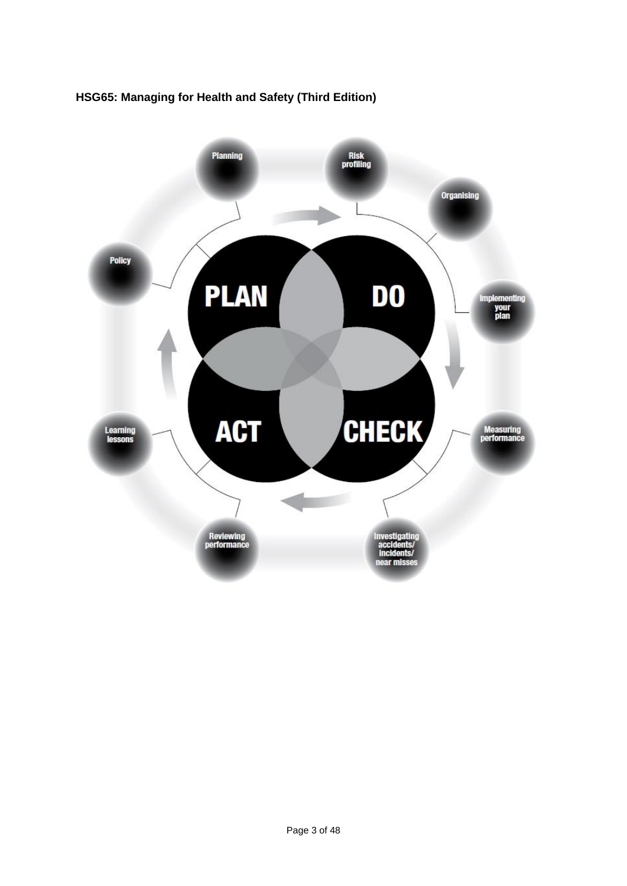**HSG65: Managing for Health and Safety (Third Edition)**

PLAN

- Policy
- Planning

DO

- Risk profiling
- Organising
- Implementing your plan

CHECK

- Measuring performance
- Investigating accidents/ incidents/ near misses

ACT

- Reviewing performance
- Learning lessons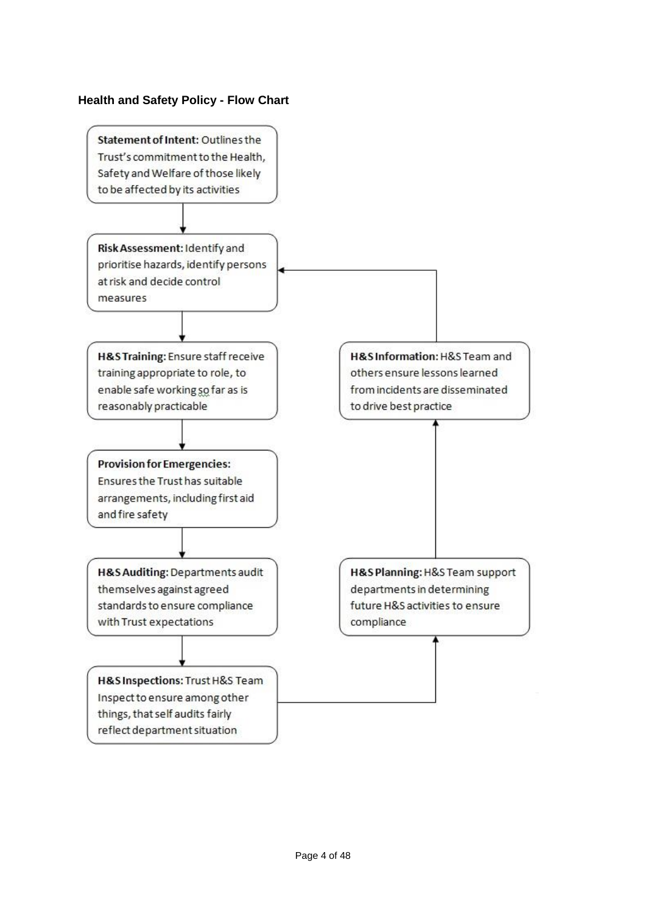### Health and Safety Policy - Flow Chart

**Statement of Intent:** Outlines the Trust's commitment to the Health, Safety and Welfare of those likely to be affected by its activities

↓

**Risk Assessment:** Identify and prioritise hazards, identify persons at risk and decide control measures

↓

**H&S Training:** Ensure staff receive training appropriate to role, to enable safe working so far as is reasonably practicable

↓

**Provision for Emergencies:** Ensures the Trust has suitable arrangements, including first aid and fire safety

↓

**H&S Auditing:** Departments audit themselves against agreed standards to ensure compliance with Trust expectations

↓

**H&S Inspections:** Trust H&S Team Inspect to ensure among other things, that self audits fairly reflect department situation

→

**H&S Planning:** H&S Team support departments in determining future H&S activities to ensure compliance

↑

**H&S Information:** H&S Team and others ensure lessons learned from incidents are disseminated to drive best practice

→ (returns to Risk Assessment)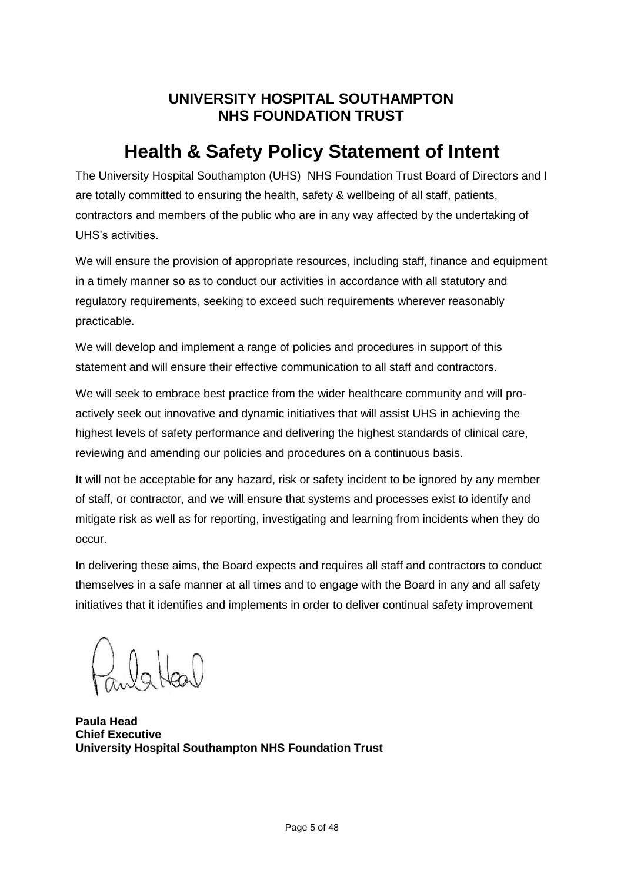**UNIVERSITY HOSPITAL SOUTHAMPTON**
**NHS FOUNDATION TRUST**

# Health & Safety Policy Statement of Intent

The University Hospital Southampton (UHS) NHS Foundation Trust Board of Directors and I are totally committed to ensuring the health, safety & wellbeing of all staff, patients, contractors and members of the public who are in any way affected by the undertaking of UHS's activities.

We will ensure the provision of appropriate resources, including staff, finance and equipment in a timely manner so as to conduct our activities in accordance with all statutory and regulatory requirements, seeking to exceed such requirements wherever reasonably practicable.

We will develop and implement a range of policies and procedures in support of this statement and will ensure their effective communication to all staff and contractors.

We will seek to embrace best practice from the wider healthcare community and will pro-actively seek out innovative and dynamic initiatives that will assist UHS in achieving the highest levels of safety performance and delivering the highest standards of clinical care, reviewing and amending our policies and procedures on a continuous basis.

It will not be acceptable for any hazard, risk or safety incident to be ignored by any member of staff, or contractor, and we will ensure that systems and processes exist to identify and mitigate risk as well as for reporting, investigating and learning from incidents when they do occur.

In delivering these aims, the Board expects and requires all staff and contractors to conduct themselves in a safe manner at all times and to engage with the Board in any and all safety initiatives that it identifies and implements in order to deliver continual safety improvement

**Paula Head**
**Chief Executive**
**University Hospital Southampton NHS Foundation Trust**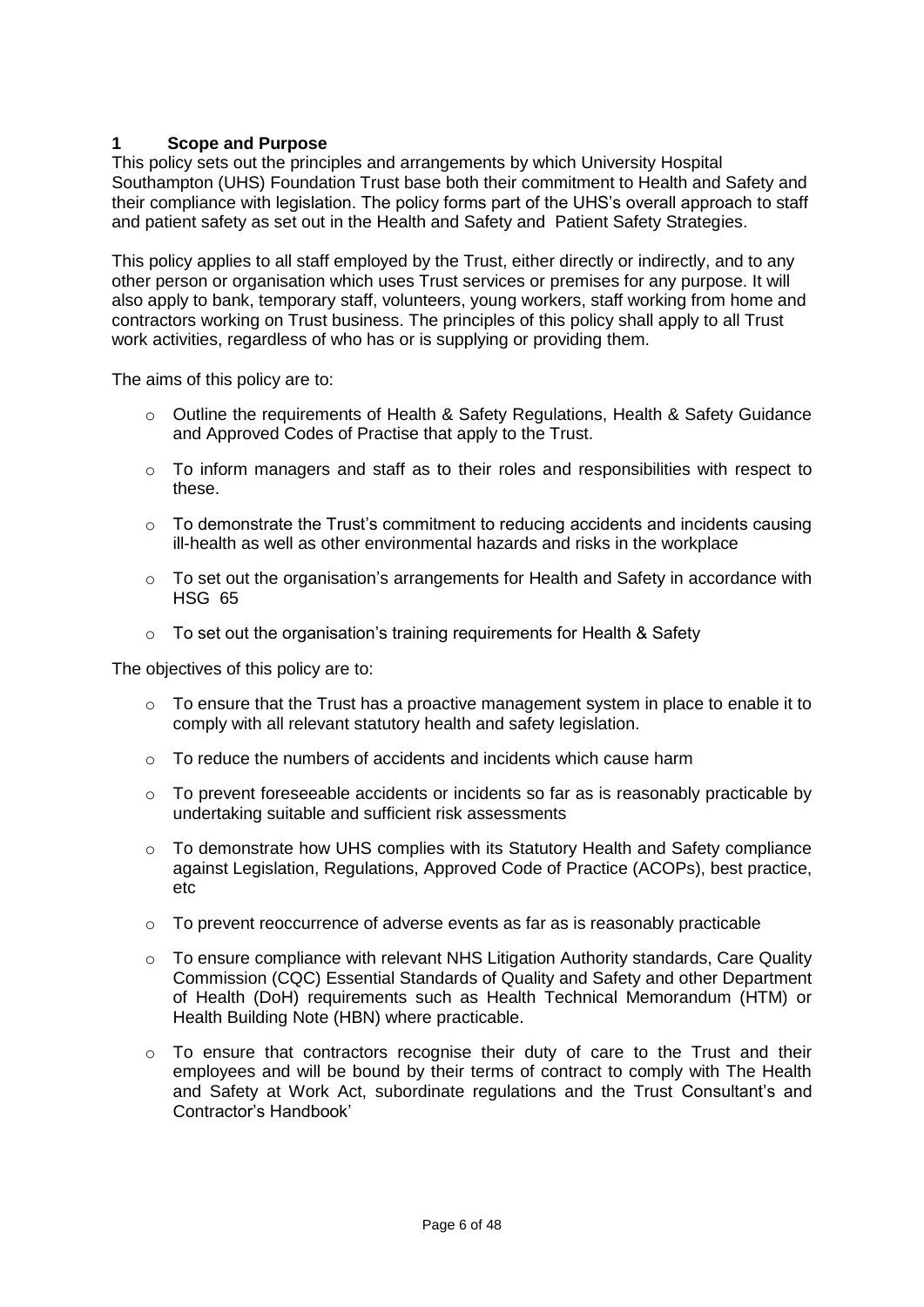## 1 Scope and Purpose

This policy sets out the principles and arrangements by which University Hospital Southampton (UHS) Foundation Trust base both their commitment to Health and Safety and their compliance with legislation. The policy forms part of the UHS's overall approach to staff and patient safety as set out in the Health and Safety and Patient Safety Strategies.

This policy applies to all staff employed by the Trust, either directly or indirectly, and to any other person or organisation which uses Trust services or premises for any purpose. It will also apply to bank, temporary staff, volunteers, young workers, staff working from home and contractors working on Trust business. The principles of this policy shall apply to all Trust work activities, regardless of who has or is supplying or providing them.

The aims of this policy are to:

- Outline the requirements of Health & Safety Regulations, Health & Safety Guidance and Approved Codes of Practise that apply to the Trust.
- To inform managers and staff as to their roles and responsibilities with respect to these.
- To demonstrate the Trust's commitment to reducing accidents and incidents causing ill-health as well as other environmental hazards and risks in the workplace
- To set out the organisation's arrangements for Health and Safety in accordance with HSG 65
- To set out the organisation's training requirements for Health & Safety

The objectives of this policy are to:

- To ensure that the Trust has a proactive management system in place to enable it to comply with all relevant statutory health and safety legislation.
- To reduce the numbers of accidents and incidents which cause harm
- To prevent foreseeable accidents or incidents so far as is reasonably practicable by undertaking suitable and sufficient risk assessments
- To demonstrate how UHS complies with its Statutory Health and Safety compliance against Legislation, Regulations, Approved Code of Practice (ACOPs), best practice, etc
- To prevent reoccurrence of adverse events as far as is reasonably practicable
- To ensure compliance with relevant NHS Litigation Authority standards, Care Quality Commission (CQC) Essential Standards of Quality and Safety and other Department of Health (DoH) requirements such as Health Technical Memorandum (HTM) or Health Building Note (HBN) where practicable.
- To ensure that contractors recognise their duty of care to the Trust and their employees and will be bound by their terms of contract to comply with The Health and Safety at Work Act, subordinate regulations and the Trust Consultant's and Contractor's Handbook'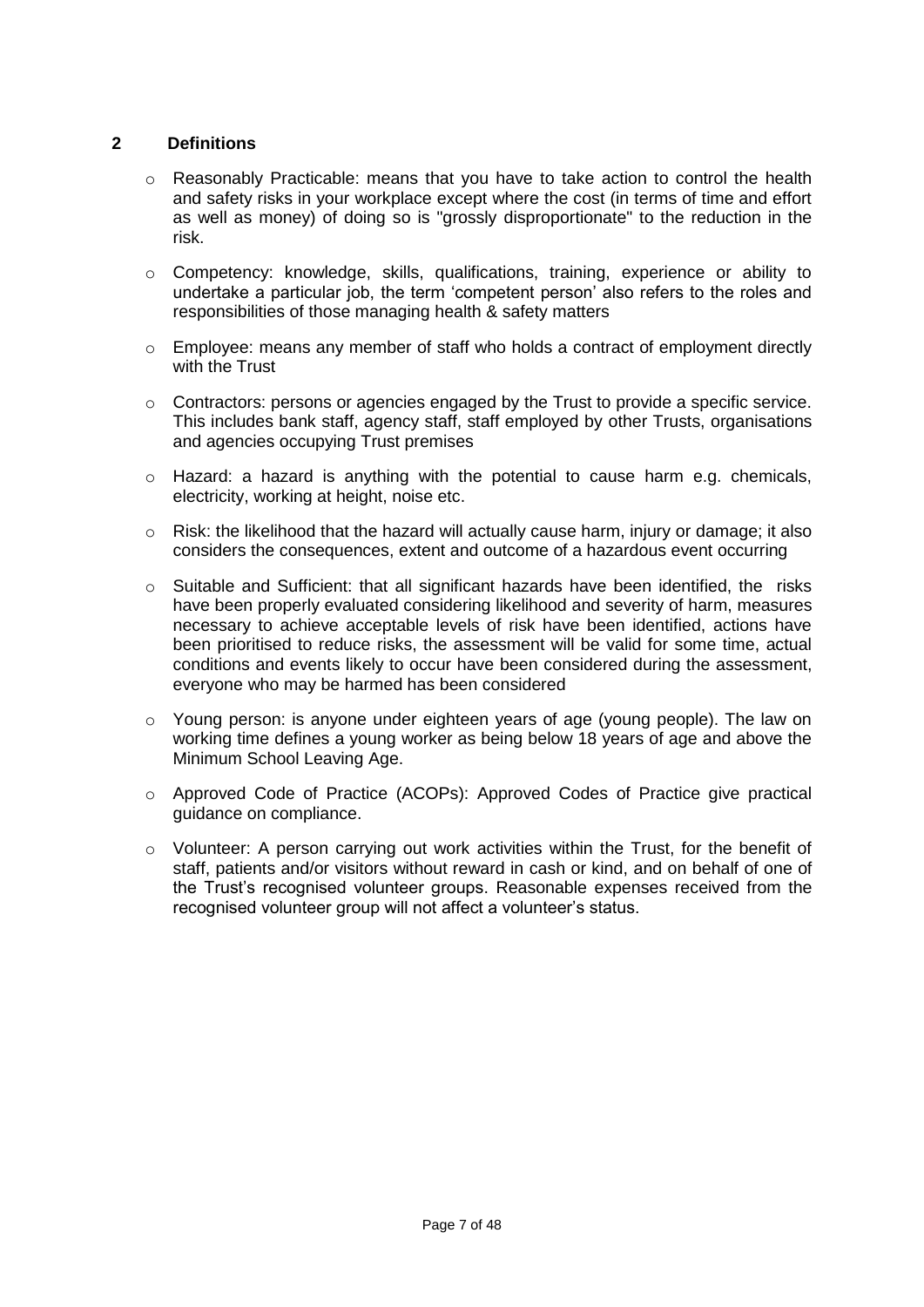## 2 Definitions

- Reasonably Practicable: means that you have to take action to control the health and safety risks in your workplace except where the cost (in terms of time and effort as well as money) of doing so is "grossly disproportionate" to the reduction in the risk.
- Competency: knowledge, skills, qualifications, training, experience or ability to undertake a particular job, the term 'competent person' also refers to the roles and responsibilities of those managing health & safety matters
- Employee: means any member of staff who holds a contract of employment directly with the Trust
- Contractors: persons or agencies engaged by the Trust to provide a specific service. This includes bank staff, agency staff, staff employed by other Trusts, organisations and agencies occupying Trust premises
- Hazard: a hazard is anything with the potential to cause harm e.g. chemicals, electricity, working at height, noise etc.
- Risk: the likelihood that the hazard will actually cause harm, injury or damage; it also considers the consequences, extent and outcome of a hazardous event occurring
- Suitable and Sufficient: that all significant hazards have been identified, the risks have been properly evaluated considering likelihood and severity of harm, measures necessary to achieve acceptable levels of risk have been identified, actions have been prioritised to reduce risks, the assessment will be valid for some time, actual conditions and events likely to occur have been considered during the assessment, everyone who may be harmed has been considered
- Young person: is anyone under eighteen years of age (young people). The law on working time defines a young worker as being below 18 years of age and above the Minimum School Leaving Age.
- Approved Code of Practice (ACOPs): Approved Codes of Practice give practical guidance on compliance.
- Volunteer: A person carrying out work activities within the Trust, for the benefit of staff, patients and/or visitors without reward in cash or kind, and on behalf of one of the Trust's recognised volunteer groups. Reasonable expenses received from the recognised volunteer group will not affect a volunteer's status.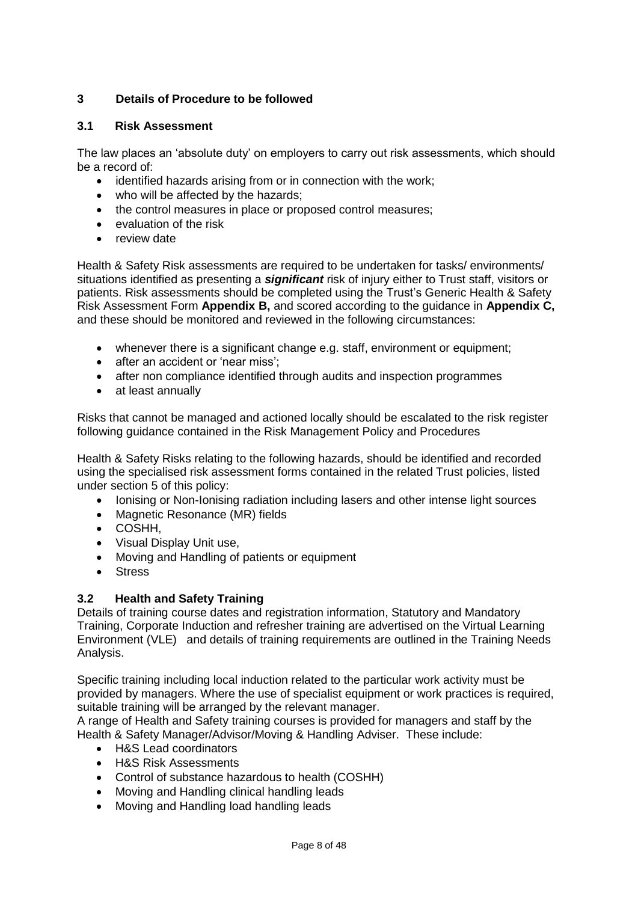## 3 Details of Procedure to be followed

### 3.1 Risk Assessment

The law places an 'absolute duty' on employers to carry out risk assessments, which should be a record of:

- identified hazards arising from or in connection with the work;
- who will be affected by the hazards;
- the control measures in place or proposed control measures;
- evaluation of the risk
- review date

Health & Safety Risk assessments are required to be undertaken for tasks/ environments/ situations identified as presenting a ***significant*** risk of injury either to Trust staff, visitors or patients. Risk assessments should be completed using the Trust's Generic Health & Safety Risk Assessment Form **Appendix B,** and scored according to the guidance in **Appendix C,** and these should be monitored and reviewed in the following circumstances:

- whenever there is a significant change e.g. staff, environment or equipment;
- after an accident or 'near miss';
- after non compliance identified through audits and inspection programmes
- at least annually

Risks that cannot be managed and actioned locally should be escalated to the risk register following guidance contained in the Risk Management Policy and Procedures

Health & Safety Risks relating to the following hazards, should be identified and recorded using the specialised risk assessment forms contained in the related Trust policies, listed under section 5 of this policy:

- Ionising or Non-Ionising radiation including lasers and other intense light sources
- Magnetic Resonance (MR) fields
- COSHH,
- Visual Display Unit use,
- Moving and Handling of patients or equipment
- Stress

### 3.2 Health and Safety Training

Details of training course dates and registration information, Statutory and Mandatory Training, Corporate Induction and refresher training are advertised on the Virtual Learning Environment (VLE) and details of training requirements are outlined in the Training Needs Analysis.

Specific training including local induction related to the particular work activity must be provided by managers. Where the use of specialist equipment or work practices is required, suitable training will be arranged by the relevant manager.

A range of Health and Safety training courses is provided for managers and staff by the Health & Safety Manager/Advisor/Moving & Handling Adviser. These include:

- H&S Lead coordinators
- H&S Risk Assessments
- Control of substance hazardous to health (COSHH)
- Moving and Handling clinical handling leads
- Moving and Handling load handling leads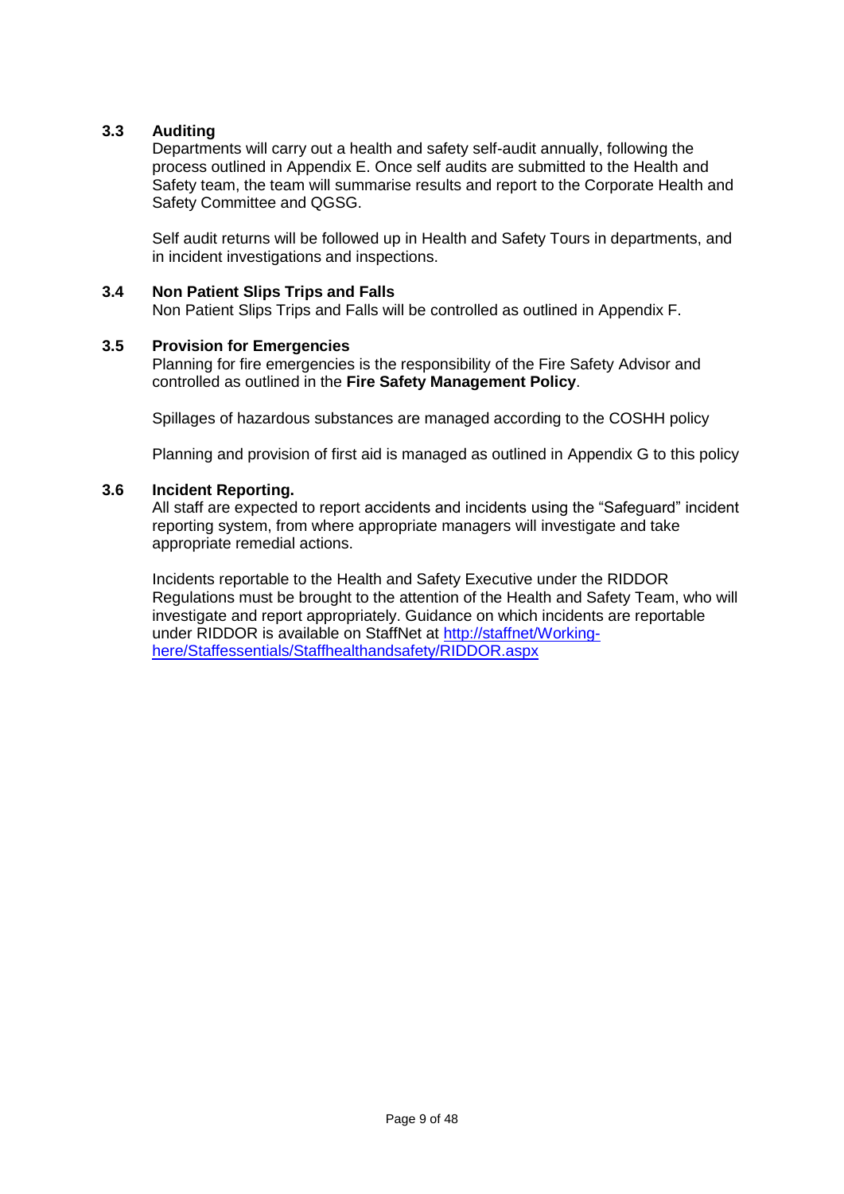### 3.3 Auditing

Departments will carry out a health and safety self-audit annually, following the process outlined in Appendix E. Once self audits are submitted to the Health and Safety team, the team will summarise results and report to the Corporate Health and Safety Committee and QGSG.

Self audit returns will be followed up in Health and Safety Tours in departments, and in incident investigations and inspections.

### 3.4 Non Patient Slips Trips and Falls

Non Patient Slips Trips and Falls will be controlled as outlined in Appendix F.

### 3.5 Provision for Emergencies

Planning for fire emergencies is the responsibility of the Fire Safety Advisor and controlled as outlined in the **Fire Safety Management Policy**.

Spillages of hazardous substances are managed according to the COSHH policy

Planning and provision of first aid is managed as outlined in Appendix G to this policy

### 3.6 Incident Reporting.

All staff are expected to report accidents and incidents using the "Safeguard" incident reporting system, from where appropriate managers will investigate and take appropriate remedial actions.

Incidents reportable to the Health and Safety Executive under the RIDDOR Regulations must be brought to the attention of the Health and Safety Team, who will investigate and report appropriately. Guidance on which incidents are reportable under RIDDOR is available on StaffNet at [http://staffnet/Working-here/Staffessentials/Staffhealthandsafety/RIDDOR.aspx](http://staffnet/Working-here/Staffessentials/Staffhealthandsafety/RIDDOR.aspx)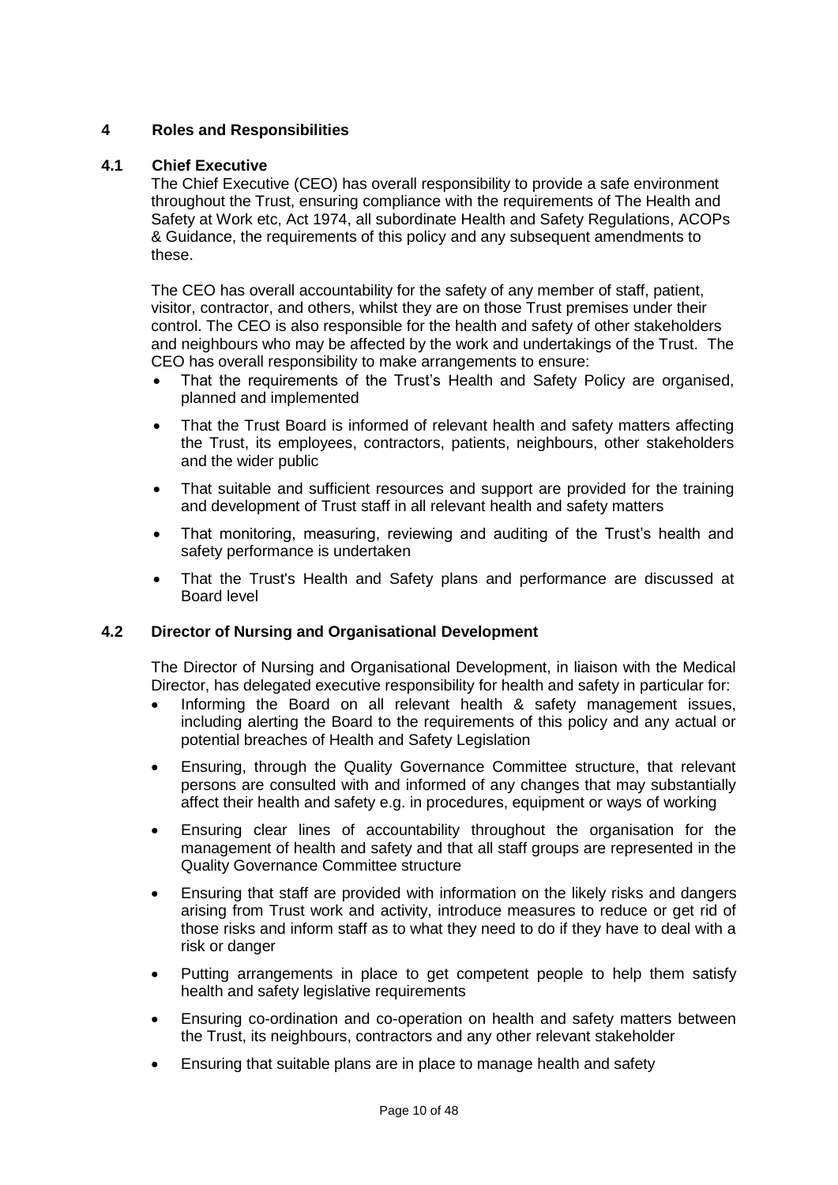## 4 Roles and Responsibilities

### 4.1 Chief Executive

The Chief Executive (CEO) has overall responsibility to provide a safe environment throughout the Trust, ensuring compliance with the requirements of The Health and Safety at Work etc, Act 1974, all subordinate Health and Safety Regulations, ACOPs & Guidance, the requirements of this policy and any subsequent amendments to these.

The CEO has overall accountability for the safety of any member of staff, patient, visitor, contractor, and others, whilst they are on those Trust premises under their control. The CEO is also responsible for the health and safety of other stakeholders and neighbours who may be affected by the work and undertakings of the Trust. The CEO has overall responsibility to make arrangements to ensure:

- That the requirements of the Trust's Health and Safety Policy are organised, planned and implemented
- That the Trust Board is informed of relevant health and safety matters affecting the Trust, its employees, contractors, patients, neighbours, other stakeholders and the wider public
- That suitable and sufficient resources and support are provided for the training and development of Trust staff in all relevant health and safety matters
- That monitoring, measuring, reviewing and auditing of the Trust's health and safety performance is undertaken
- That the Trust's Health and Safety plans and performance are discussed at Board level

### 4.2 Director of Nursing and Organisational Development

The Director of Nursing and Organisational Development, in liaison with the Medical Director, has delegated executive responsibility for health and safety in particular for:

- Informing the Board on all relevant health & safety management issues, including alerting the Board to the requirements of this policy and any actual or potential breaches of Health and Safety Legislation
- Ensuring, through the Quality Governance Committee structure, that relevant persons are consulted with and informed of any changes that may substantially affect their health and safety e.g. in procedures, equipment or ways of working
- Ensuring clear lines of accountability throughout the organisation for the management of health and safety and that all staff groups are represented in the Quality Governance Committee structure
- Ensuring that staff are provided with information on the likely risks and dangers arising from Trust work and activity, introduce measures to reduce or get rid of those risks and inform staff as to what they need to do if they have to deal with a risk or danger
- Putting arrangements in place to get competent people to help them satisfy health and safety legislative requirements
- Ensuring co-ordination and co-operation on health and safety matters between the Trust, its neighbours, contractors and any other relevant stakeholder
- Ensuring that suitable plans are in place to manage health and safety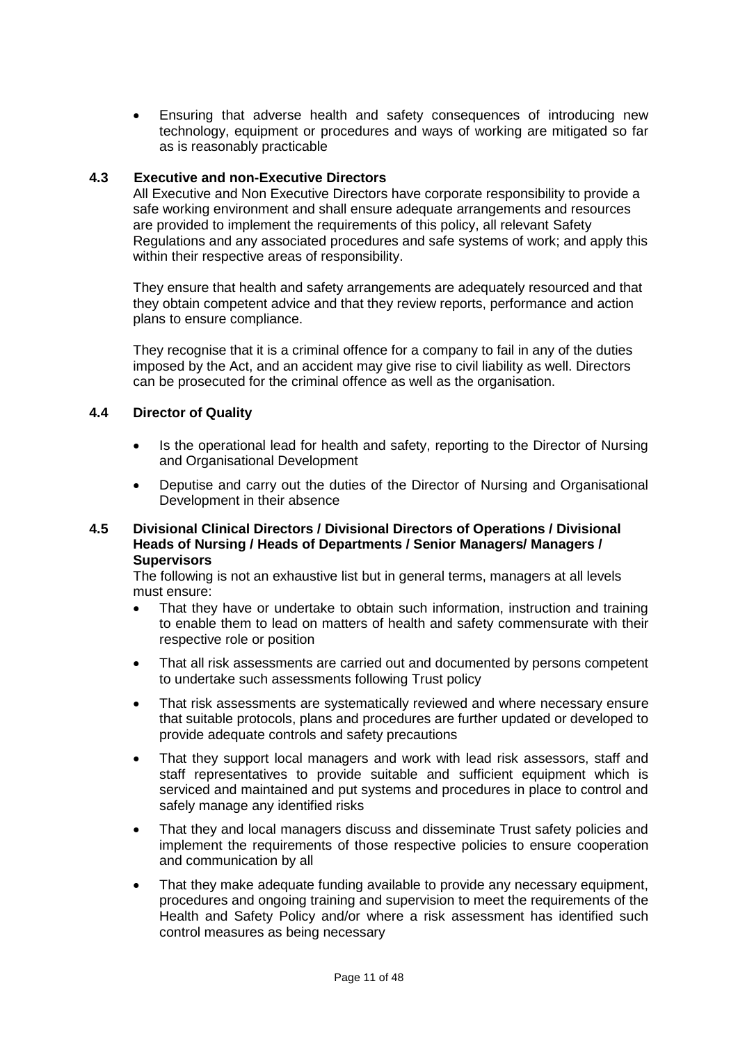- Ensuring that adverse health and safety consequences of introducing new technology, equipment or procedures and ways of working are mitigated so far as is reasonably practicable

### 4.3 Executive and non-Executive Directors

All Executive and Non Executive Directors have corporate responsibility to provide a safe working environment and shall ensure adequate arrangements and resources are provided to implement the requirements of this policy, all relevant Safety Regulations and any associated procedures and safe systems of work; and apply this within their respective areas of responsibility.

They ensure that health and safety arrangements are adequately resourced and that they obtain competent advice and that they review reports, performance and action plans to ensure compliance.

They recognise that it is a criminal offence for a company to fail in any of the duties imposed by the Act, and an accident may give rise to civil liability as well. Directors can be prosecuted for the criminal offence as well as the organisation.

### 4.4 Director of Quality

- Is the operational lead for health and safety, reporting to the Director of Nursing and Organisational Development
- Deputise and carry out the duties of the Director of Nursing and Organisational Development in their absence

### 4.5 Divisional Clinical Directors / Divisional Directors of Operations / Divisional Heads of Nursing / Heads of Departments / Senior Managers/ Managers / Supervisors

The following is not an exhaustive list but in general terms, managers at all levels must ensure:

- That they have or undertake to obtain such information, instruction and training to enable them to lead on matters of health and safety commensurate with their respective role or position
- That all risk assessments are carried out and documented by persons competent to undertake such assessments following Trust policy
- That risk assessments are systematically reviewed and where necessary ensure that suitable protocols, plans and procedures are further updated or developed to provide adequate controls and safety precautions
- That they support local managers and work with lead risk assessors, staff and staff representatives to provide suitable and sufficient equipment which is serviced and maintained and put systems and procedures in place to control and safely manage any identified risks
- That they and local managers discuss and disseminate Trust safety policies and implement the requirements of those respective policies to ensure cooperation and communication by all
- That they make adequate funding available to provide any necessary equipment, procedures and ongoing training and supervision to meet the requirements of the Health and Safety Policy and/or where a risk assessment has identified such control measures as being necessary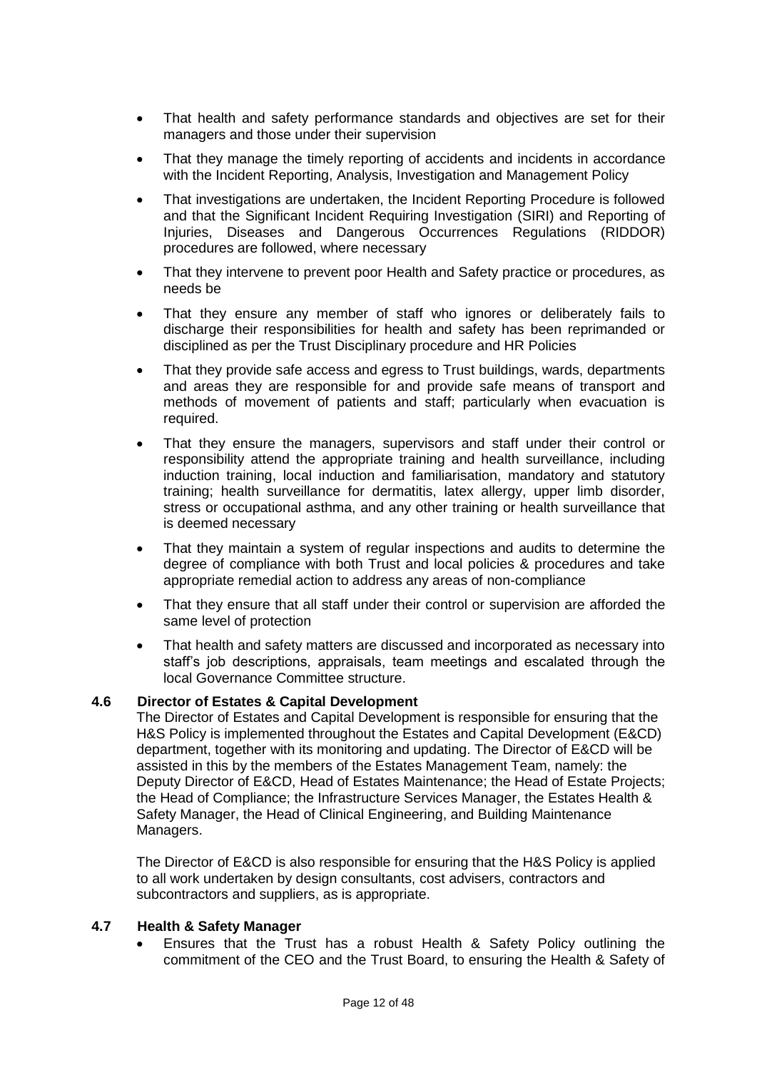- That health and safety performance standards and objectives are set for their managers and those under their supervision
- That they manage the timely reporting of accidents and incidents in accordance with the Incident Reporting, Analysis, Investigation and Management Policy
- That investigations are undertaken, the Incident Reporting Procedure is followed and that the Significant Incident Requiring Investigation (SIRI) and Reporting of Injuries, Diseases and Dangerous Occurrences Regulations (RIDDOR) procedures are followed, where necessary
- That they intervene to prevent poor Health and Safety practice or procedures, as needs be
- That they ensure any member of staff who ignores or deliberately fails to discharge their responsibilities for health and safety has been reprimanded or disciplined as per the Trust Disciplinary procedure and HR Policies
- That they provide safe access and egress to Trust buildings, wards, departments and areas they are responsible for and provide safe means of transport and methods of movement of patients and staff; particularly when evacuation is required.
- That they ensure the managers, supervisors and staff under their control or responsibility attend the appropriate training and health surveillance, including induction training, local induction and familiarisation, mandatory and statutory training; health surveillance for dermatitis, latex allergy, upper limb disorder, stress or occupational asthma, and any other training or health surveillance that is deemed necessary
- That they maintain a system of regular inspections and audits to determine the degree of compliance with both Trust and local policies & procedures and take appropriate remedial action to address any areas of non-compliance
- That they ensure that all staff under their control or supervision are afforded the same level of protection
- That health and safety matters are discussed and incorporated as necessary into staff's job descriptions, appraisals, team meetings and escalated through the local Governance Committee structure.

### 4.6 Director of Estates & Capital Development

The Director of Estates and Capital Development is responsible for ensuring that the H&S Policy is implemented throughout the Estates and Capital Development (E&CD) department, together with its monitoring and updating. The Director of E&CD will be assisted in this by the members of the Estates Management Team, namely: the Deputy Director of E&CD, Head of Estates Maintenance; the Head of Estate Projects; the Head of Compliance; the Infrastructure Services Manager, the Estates Health & Safety Manager, the Head of Clinical Engineering, and Building Maintenance Managers.

The Director of E&CD is also responsible for ensuring that the H&S Policy is applied to all work undertaken by design consultants, cost advisers, contractors and subcontractors and suppliers, as is appropriate.

### 4.7 Health & Safety Manager

- Ensures that the Trust has a robust Health & Safety Policy outlining the commitment of the CEO and the Trust Board, to ensuring the Health & Safety of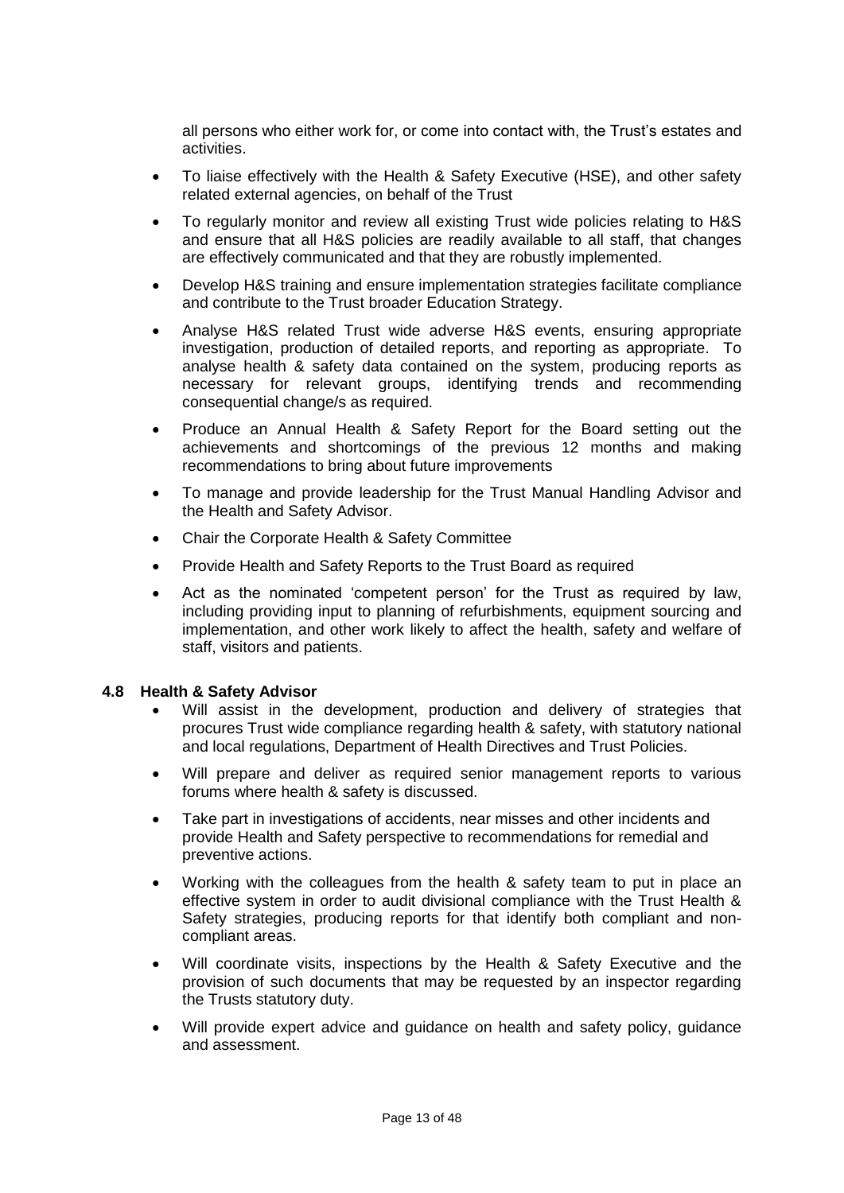all persons who either work for, or come into contact with, the Trust's estates and activities.

- To liaise effectively with the Health & Safety Executive (HSE), and other safety related external agencies, on behalf of the Trust
- To regularly monitor and review all existing Trust wide policies relating to H&S and ensure that all H&S policies are readily available to all staff, that changes are effectively communicated and that they are robustly implemented.
- Develop H&S training and ensure implementation strategies facilitate compliance and contribute to the Trust broader Education Strategy.
- Analyse H&S related Trust wide adverse H&S events, ensuring appropriate investigation, production of detailed reports, and reporting as appropriate. To analyse health & safety data contained on the system, producing reports as necessary for relevant groups, identifying trends and recommending consequential change/s as required.
- Produce an Annual Health & Safety Report for the Board setting out the achievements and shortcomings of the previous 12 months and making recommendations to bring about future improvements
- To manage and provide leadership for the Trust Manual Handling Advisor and the Health and Safety Advisor.
- Chair the Corporate Health & Safety Committee
- Provide Health and Safety Reports to the Trust Board as required
- Act as the nominated 'competent person' for the Trust as required by law, including providing input to planning of refurbishments, equipment sourcing and implementation, and other work likely to affect the health, safety and welfare of staff, visitors and patients.

### 4.8 Health & Safety Advisor

- Will assist in the development, production and delivery of strategies that procures Trust wide compliance regarding health & safety, with statutory national and local regulations, Department of Health Directives and Trust Policies.
- Will prepare and deliver as required senior management reports to various forums where health & safety is discussed.
- Take part in investigations of accidents, near misses and other incidents and provide Health and Safety perspective to recommendations for remedial and preventive actions.
- Working with the colleagues from the health & safety team to put in place an effective system in order to audit divisional compliance with the Trust Health & Safety strategies, producing reports for that identify both compliant and non-compliant areas.
- Will coordinate visits, inspections by the Health & Safety Executive and the provision of such documents that may be requested by an inspector regarding the Trusts statutory duty.
- Will provide expert advice and guidance on health and safety policy, guidance and assessment.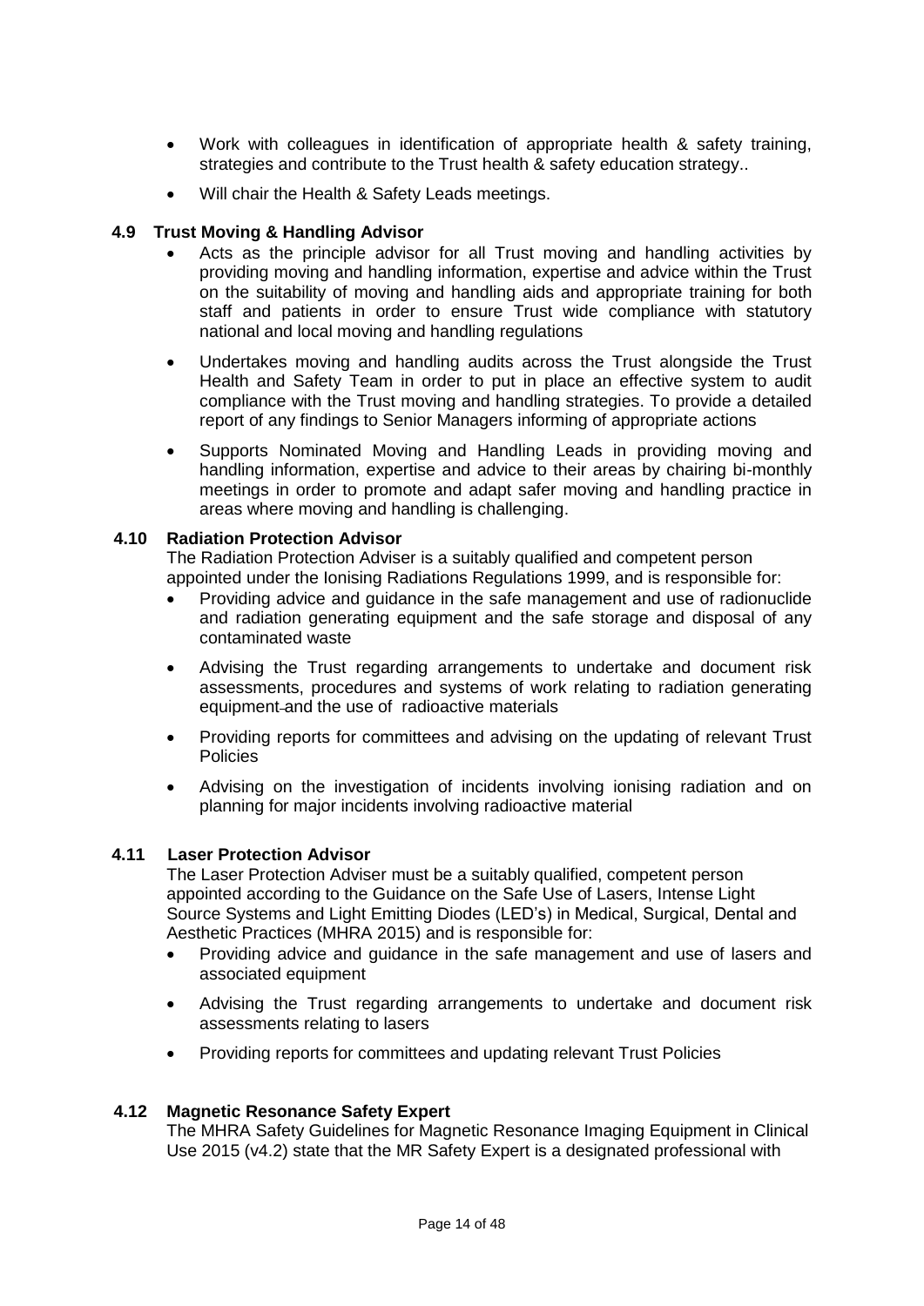- Work with colleagues in identification of appropriate health & safety training, strategies and contribute to the Trust health & safety education strategy..
- Will chair the Health & Safety Leads meetings.

### 4.9 Trust Moving & Handling Advisor

- Acts as the principle advisor for all Trust moving and handling activities by providing moving and handling information, expertise and advice within the Trust on the suitability of moving and handling aids and appropriate training for both staff and patients in order to ensure Trust wide compliance with statutory national and local moving and handling regulations
- Undertakes moving and handling audits across the Trust alongside the Trust Health and Safety Team in order to put in place an effective system to audit compliance with the Trust moving and handling strategies. To provide a detailed report of any findings to Senior Managers informing of appropriate actions
- Supports Nominated Moving and Handling Leads in providing moving and handling information, expertise and advice to their areas by chairing bi-monthly meetings in order to promote and adapt safer moving and handling practice in areas where moving and handling is challenging.

### 4.10 Radiation Protection Advisor

The Radiation Protection Adviser is a suitably qualified and competent person appointed under the Ionising Radiations Regulations 1999, and is responsible for:

- Providing advice and guidance in the safe management and use of radionuclide and radiation generating equipment and the safe storage and disposal of any contaminated waste
- Advising the Trust regarding arrangements to undertake and document risk assessments, procedures and systems of work relating to radiation generating equipment and the use of radioactive materials
- Providing reports for committees and advising on the updating of relevant Trust Policies
- Advising on the investigation of incidents involving ionising radiation and on planning for major incidents involving radioactive material

### 4.11 Laser Protection Advisor

The Laser Protection Adviser must be a suitably qualified, competent person appointed according to the Guidance on the Safe Use of Lasers, Intense Light Source Systems and Light Emitting Diodes (LED's) in Medical, Surgical, Dental and Aesthetic Practices (MHRA 2015) and is responsible for:

- Providing advice and guidance in the safe management and use of lasers and associated equipment
- Advising the Trust regarding arrangements to undertake and document risk assessments relating to lasers
- Providing reports for committees and updating relevant Trust Policies

### 4.12 Magnetic Resonance Safety Expert

The MHRA Safety Guidelines for Magnetic Resonance Imaging Equipment in Clinical Use 2015 (v4.2) state that the MR Safety Expert is a designated professional with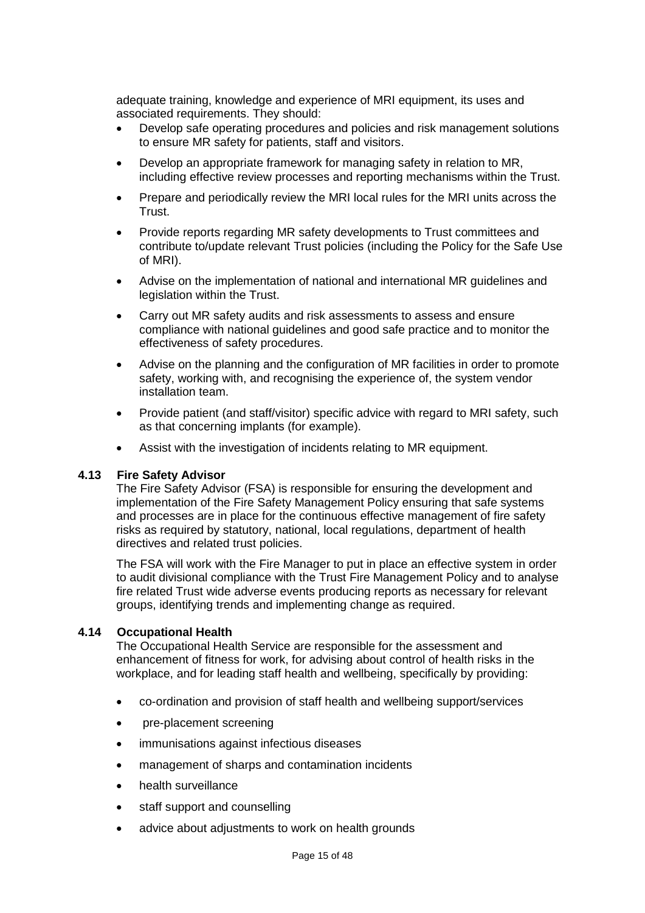adequate training, knowledge and experience of MRI equipment, its uses and associated requirements. They should:

- Develop safe operating procedures and policies and risk management solutions to ensure MR safety for patients, staff and visitors.
- Develop an appropriate framework for managing safety in relation to MR, including effective review processes and reporting mechanisms within the Trust.
- Prepare and periodically review the MRI local rules for the MRI units across the Trust.
- Provide reports regarding MR safety developments to Trust committees and contribute to/update relevant Trust policies (including the Policy for the Safe Use of MRI).
- Advise on the implementation of national and international MR guidelines and legislation within the Trust.
- Carry out MR safety audits and risk assessments to assess and ensure compliance with national guidelines and good safe practice and to monitor the effectiveness of safety procedures.
- Advise on the planning and the configuration of MR facilities in order to promote safety, working with, and recognising the experience of, the system vendor installation team.
- Provide patient (and staff/visitor) specific advice with regard to MRI safety, such as that concerning implants (for example).
- Assist with the investigation of incidents relating to MR equipment.

### 4.13 Fire Safety Advisor

The Fire Safety Advisor (FSA) is responsible for ensuring the development and implementation of the Fire Safety Management Policy ensuring that safe systems and processes are in place for the continuous effective management of fire safety risks as required by statutory, national, local regulations, department of health directives and related trust policies.

The FSA will work with the Fire Manager to put in place an effective system in order to audit divisional compliance with the Trust Fire Management Policy and to analyse fire related Trust wide adverse events producing reports as necessary for relevant groups, identifying trends and implementing change as required.

### 4.14 Occupational Health

The Occupational Health Service are responsible for the assessment and enhancement of fitness for work, for advising about control of health risks in the workplace, and for leading staff health and wellbeing, specifically by providing:

- co-ordination and provision of staff health and wellbeing support/services
- pre-placement screening
- immunisations against infectious diseases
- management of sharps and contamination incidents
- health surveillance
- staff support and counselling
- advice about adjustments to work on health grounds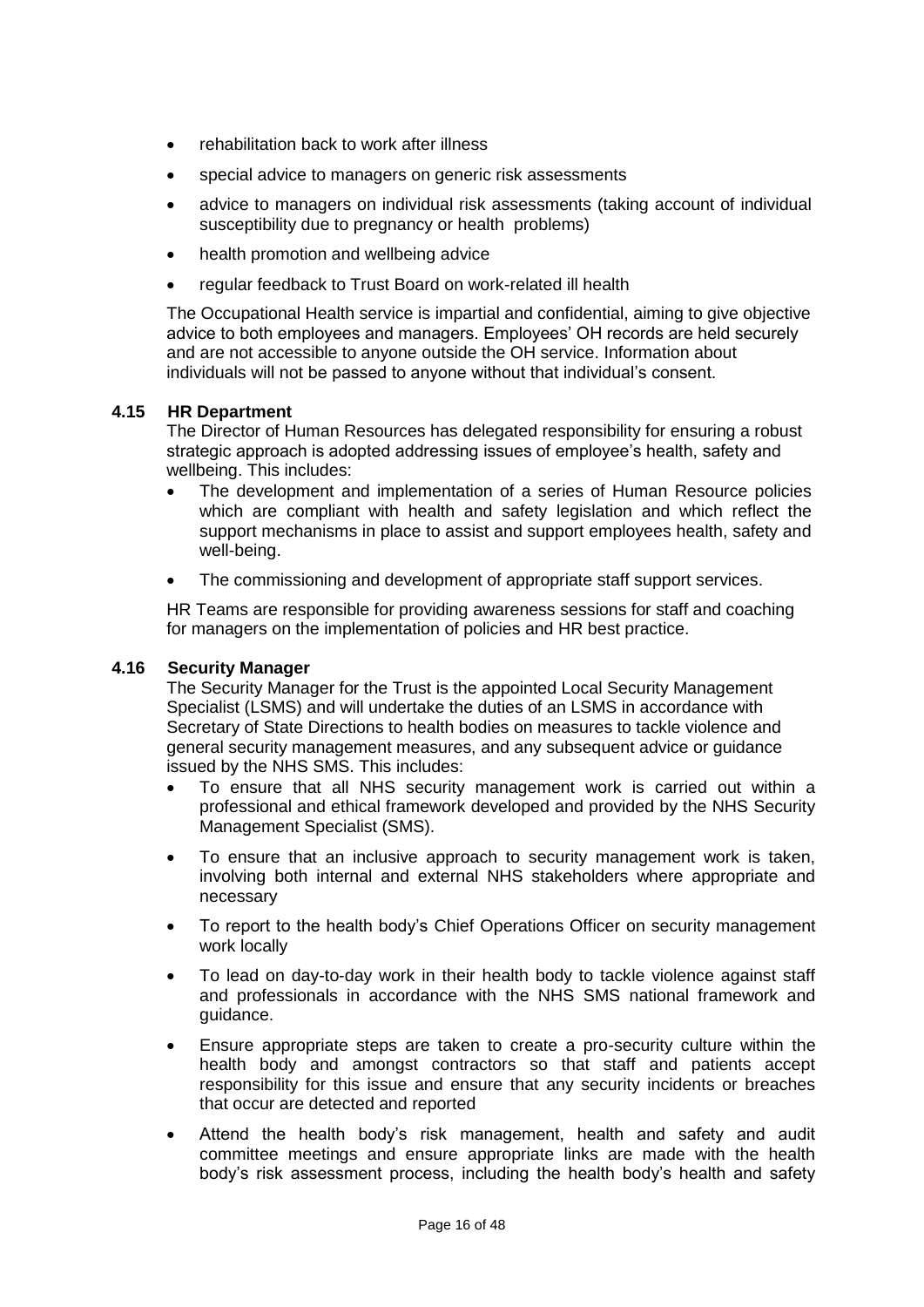- rehabilitation back to work after illness
- special advice to managers on generic risk assessments
- advice to managers on individual risk assessments (taking account of individual susceptibility due to pregnancy or health problems)
- health promotion and wellbeing advice
- regular feedback to Trust Board on work-related ill health

The Occupational Health service is impartial and confidential, aiming to give objective advice to both employees and managers. Employees' OH records are held securely and are not accessible to anyone outside the OH service. Information about individuals will not be passed to anyone without that individual's consent.

### 4.15 HR Department

The Director of Human Resources has delegated responsibility for ensuring a robust strategic approach is adopted addressing issues of employee's health, safety and wellbeing. This includes:

- The development and implementation of a series of Human Resource policies which are compliant with health and safety legislation and which reflect the support mechanisms in place to assist and support employees health, safety and well-being.
- The commissioning and development of appropriate staff support services.

HR Teams are responsible for providing awareness sessions for staff and coaching for managers on the implementation of policies and HR best practice.

### 4.16 Security Manager

The Security Manager for the Trust is the appointed Local Security Management Specialist (LSMS) and will undertake the duties of an LSMS in accordance with Secretary of State Directions to health bodies on measures to tackle violence and general security management measures, and any subsequent advice or guidance issued by the NHS SMS. This includes:

- To ensure that all NHS security management work is carried out within a professional and ethical framework developed and provided by the NHS Security Management Specialist (SMS).
- To ensure that an inclusive approach to security management work is taken, involving both internal and external NHS stakeholders where appropriate and necessary
- To report to the health body's Chief Operations Officer on security management work locally
- To lead on day-to-day work in their health body to tackle violence against staff and professionals in accordance with the NHS SMS national framework and guidance.
- Ensure appropriate steps are taken to create a pro-security culture within the health body and amongst contractors so that staff and patients accept responsibility for this issue and ensure that any security incidents or breaches that occur are detected and reported
- Attend the health body's risk management, health and safety and audit committee meetings and ensure appropriate links are made with the health body's risk assessment process, including the health body's health and safety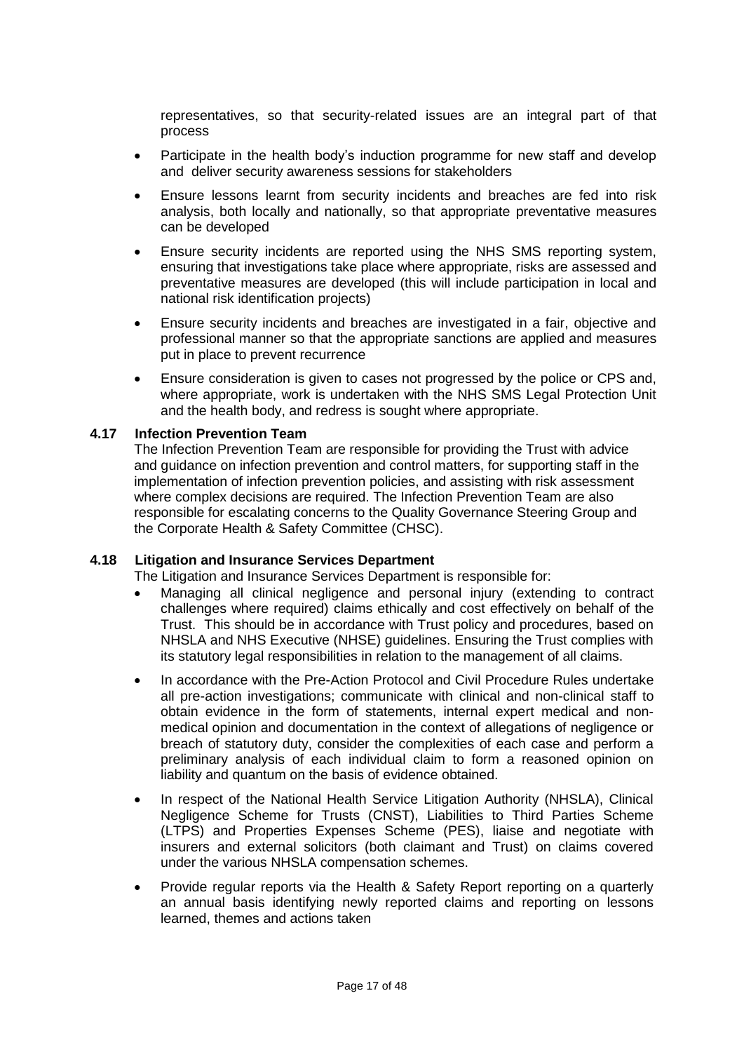representatives, so that security-related issues are an integral part of that process

- Participate in the health body's induction programme for new staff and develop and deliver security awareness sessions for stakeholders
- Ensure lessons learnt from security incidents and breaches are fed into risk analysis, both locally and nationally, so that appropriate preventative measures can be developed
- Ensure security incidents are reported using the NHS SMS reporting system, ensuring that investigations take place where appropriate, risks are assessed and preventative measures are developed (this will include participation in local and national risk identification projects)
- Ensure security incidents and breaches are investigated in a fair, objective and professional manner so that the appropriate sanctions are applied and measures put in place to prevent recurrence
- Ensure consideration is given to cases not progressed by the police or CPS and, where appropriate, work is undertaken with the NHS SMS Legal Protection Unit and the health body, and redress is sought where appropriate.

### 4.17 Infection Prevention Team

The Infection Prevention Team are responsible for providing the Trust with advice and guidance on infection prevention and control matters, for supporting staff in the implementation of infection prevention policies, and assisting with risk assessment where complex decisions are required. The Infection Prevention Team are also responsible for escalating concerns to the Quality Governance Steering Group and the Corporate Health & Safety Committee (CHSC).

### 4.18 Litigation and Insurance Services Department

The Litigation and Insurance Services Department is responsible for:

- Managing all clinical negligence and personal injury (extending to contract challenges where required) claims ethically and cost effectively on behalf of the Trust. This should be in accordance with Trust policy and procedures, based on NHSLA and NHS Executive (NHSE) guidelines. Ensuring the Trust complies with its statutory legal responsibilities in relation to the management of all claims.
- In accordance with the Pre-Action Protocol and Civil Procedure Rules undertake all pre-action investigations; communicate with clinical and non-clinical staff to obtain evidence in the form of statements, internal expert medical and non-medical opinion and documentation in the context of allegations of negligence or breach of statutory duty, consider the complexities of each case and perform a preliminary analysis of each individual claim to form a reasoned opinion on liability and quantum on the basis of evidence obtained.
- In respect of the National Health Service Litigation Authority (NHSLA), Clinical Negligence Scheme for Trusts (CNST), Liabilities to Third Parties Scheme (LTPS) and Properties Expenses Scheme (PES), liaise and negotiate with insurers and external solicitors (both claimant and Trust) on claims covered under the various NHSLA compensation schemes.
- Provide regular reports via the Health & Safety Report reporting on a quarterly an annual basis identifying newly reported claims and reporting on lessons learned, themes and actions taken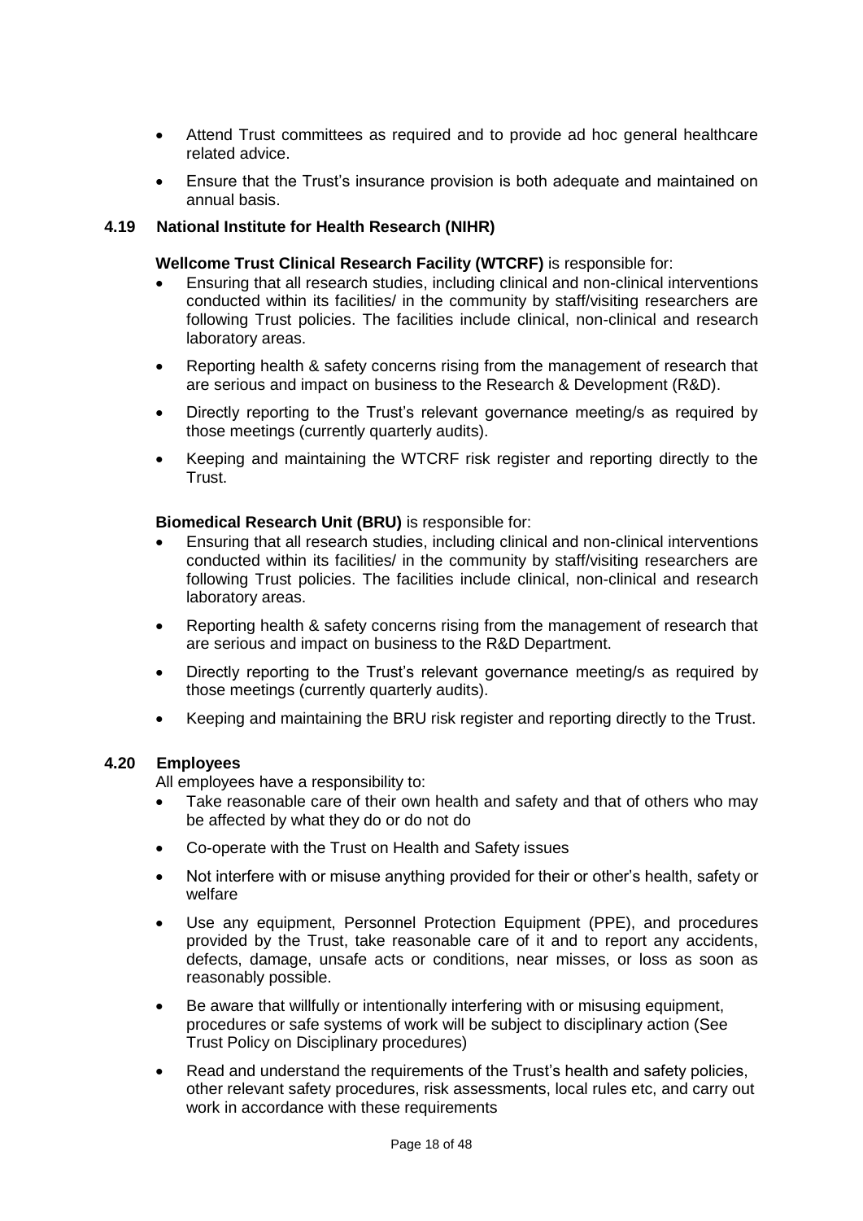- Attend Trust committees as required and to provide ad hoc general healthcare related advice.
- Ensure that the Trust's insurance provision is both adequate and maintained on annual basis.

### 4.19 National Institute for Health Research (NIHR)

**Wellcome Trust Clinical Research Facility (WTCRF)** is responsible for:

- Ensuring that all research studies, including clinical and non-clinical interventions conducted within its facilities/ in the community by staff/visiting researchers are following Trust policies. The facilities include clinical, non-clinical and research laboratory areas.
- Reporting health & safety concerns rising from the management of research that are serious and impact on business to the Research & Development (R&D).
- Directly reporting to the Trust's relevant governance meeting/s as required by those meetings (currently quarterly audits).
- Keeping and maintaining the WTCRF risk register and reporting directly to the Trust.

**Biomedical Research Unit (BRU)** is responsible for:

- Ensuring that all research studies, including clinical and non-clinical interventions conducted within its facilities/ in the community by staff/visiting researchers are following Trust policies. The facilities include clinical, non-clinical and research laboratory areas.
- Reporting health & safety concerns rising from the management of research that are serious and impact on business to the R&D Department.
- Directly reporting to the Trust's relevant governance meeting/s as required by those meetings (currently quarterly audits).
- Keeping and maintaining the BRU risk register and reporting directly to the Trust.

### 4.20 Employees

All employees have a responsibility to:

- Take reasonable care of their own health and safety and that of others who may be affected by what they do or do not do
- Co-operate with the Trust on Health and Safety issues
- Not interfere with or misuse anything provided for their or other's health, safety or welfare
- Use any equipment, Personnel Protection Equipment (PPE), and procedures provided by the Trust, take reasonable care of it and to report any accidents, defects, damage, unsafe acts or conditions, near misses, or loss as soon as reasonably possible.
- Be aware that willfully or intentionally interfering with or misusing equipment, procedures or safe systems of work will be subject to disciplinary action (See Trust Policy on Disciplinary procedures)
- Read and understand the requirements of the Trust's health and safety policies, other relevant safety procedures, risk assessments, local rules etc, and carry out work in accordance with these requirements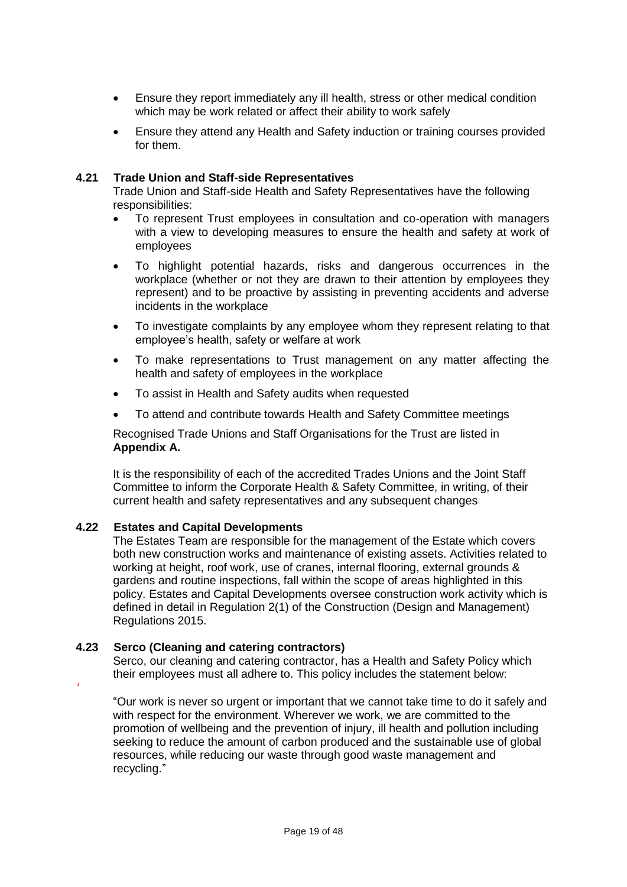- Ensure they report immediately any ill health, stress or other medical condition which may be work related or affect their ability to work safely
- Ensure they attend any Health and Safety induction or training courses provided for them.

### 4.21 Trade Union and Staff-side Representatives

Trade Union and Staff-side Health and Safety Representatives have the following responsibilities:

- To represent Trust employees in consultation and co-operation with managers with a view to developing measures to ensure the health and safety at work of employees
- To highlight potential hazards, risks and dangerous occurrences in the workplace (whether or not they are drawn to their attention by employees they represent) and to be proactive by assisting in preventing accidents and adverse incidents in the workplace
- To investigate complaints by any employee whom they represent relating to that employee's health, safety or welfare at work
- To make representations to Trust management on any matter affecting the health and safety of employees in the workplace
- To assist in Health and Safety audits when requested
- To attend and contribute towards Health and Safety Committee meetings

Recognised Trade Unions and Staff Organisations for the Trust are listed in **Appendix A.**

It is the responsibility of each of the accredited Trades Unions and the Joint Staff Committee to inform the Corporate Health & Safety Committee, in writing, of their current health and safety representatives and any subsequent changes

### 4.22 Estates and Capital Developments

The Estates Team are responsible for the management of the Estate which covers both new construction works and maintenance of existing assets. Activities related to working at height, roof work, use of cranes, internal flooring, external grounds & gardens and routine inspections, fall within the scope of areas highlighted in this policy. Estates and Capital Developments oversee construction work activity which is defined in detail in Regulation 2(1) of the Construction (Design and Management) Regulations 2015.

### 4.23 Serco (Cleaning and catering contractors)

Serco, our cleaning and catering contractor, has a Health and Safety Policy which their employees must all adhere to. This policy includes the statement below:

"Our work is never so urgent or important that we cannot take time to do it safely and with respect for the environment. Wherever we work, we are committed to the promotion of wellbeing and the prevention of injury, ill health and pollution including seeking to reduce the amount of carbon produced and the sustainable use of global resources, while reducing our waste through good waste management and recycling."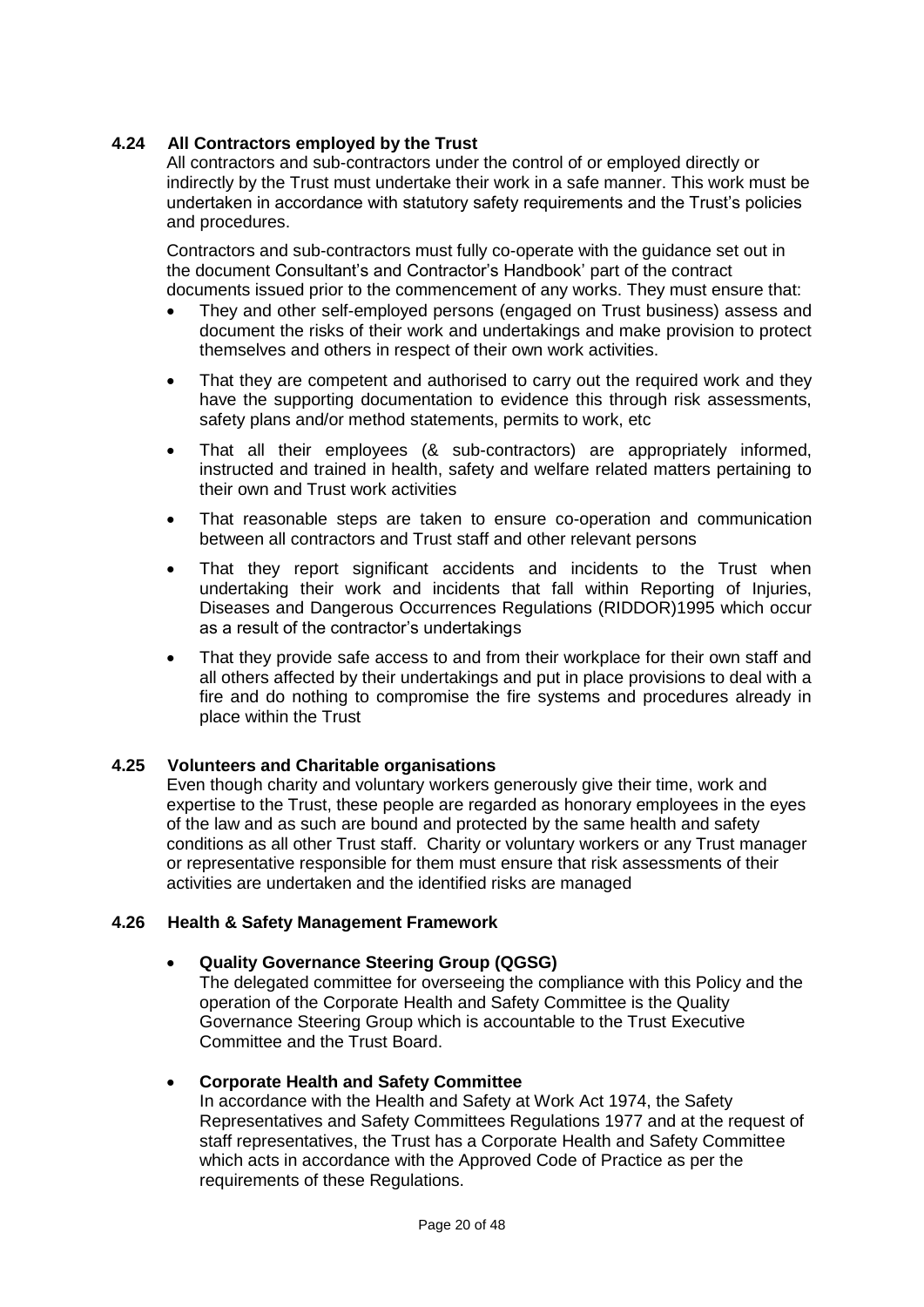### 4.24 All Contractors employed by the Trust

All contractors and sub-contractors under the control of or employed directly or indirectly by the Trust must undertake their work in a safe manner. This work must be undertaken in accordance with statutory safety requirements and the Trust's policies and procedures.

Contractors and sub-contractors must fully co-operate with the guidance set out in the document Consultant's and Contractor's Handbook' part of the contract documents issued prior to the commencement of any works. They must ensure that:

- They and other self-employed persons (engaged on Trust business) assess and document the risks of their work and undertakings and make provision to protect themselves and others in respect of their own work activities.
- That they are competent and authorised to carry out the required work and they have the supporting documentation to evidence this through risk assessments, safety plans and/or method statements, permits to work, etc
- That all their employees (& sub-contractors) are appropriately informed, instructed and trained in health, safety and welfare related matters pertaining to their own and Trust work activities
- That reasonable steps are taken to ensure co-operation and communication between all contractors and Trust staff and other relevant persons
- That they report significant accidents and incidents to the Trust when undertaking their work and incidents that fall within Reporting of Injuries, Diseases and Dangerous Occurrences Regulations (RIDDOR)1995 which occur as a result of the contractor's undertakings
- That they provide safe access to and from their workplace for their own staff and all others affected by their undertakings and put in place provisions to deal with a fire and do nothing to compromise the fire systems and procedures already in place within the Trust

### 4.25 Volunteers and Charitable organisations

Even though charity and voluntary workers generously give their time, work and expertise to the Trust, these people are regarded as honorary employees in the eyes of the law and as such are bound and protected by the same health and safety conditions as all other Trust staff. Charity or voluntary workers or any Trust manager or representative responsible for them must ensure that risk assessments of their activities are undertaken and the identified risks are managed

### 4.26 Health & Safety Management Framework

- **Quality Governance Steering Group (QGSG)**
  The delegated committee for overseeing the compliance with this Policy and the operation of the Corporate Health and Safety Committee is the Quality Governance Steering Group which is accountable to the Trust Executive Committee and the Trust Board.

- **Corporate Health and Safety Committee**
  In accordance with the Health and Safety at Work Act 1974, the Safety Representatives and Safety Committees Regulations 1977 and at the request of staff representatives, the Trust has a Corporate Health and Safety Committee which acts in accordance with the Approved Code of Practice as per the requirements of these Regulations.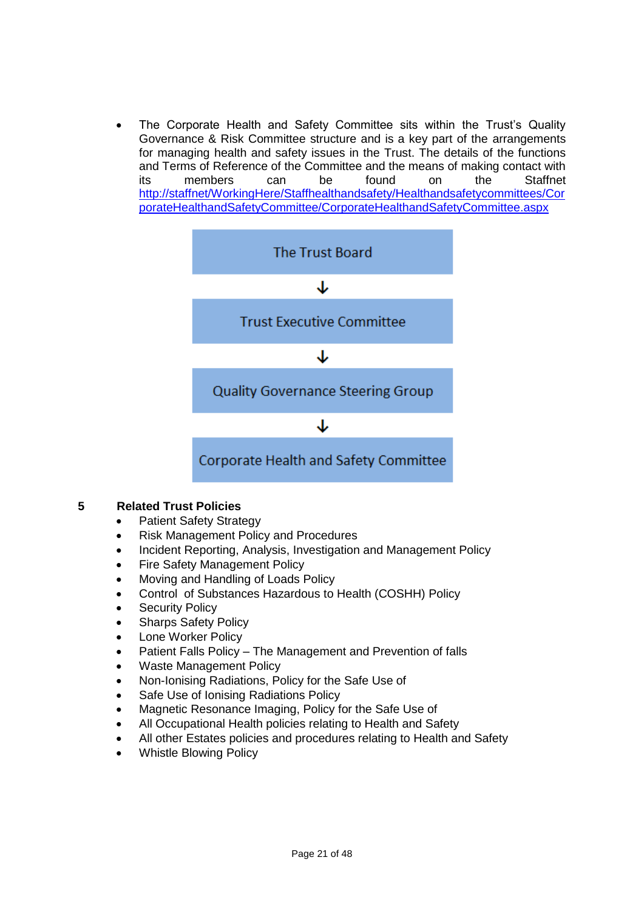- The Corporate Health and Safety Committee sits within the Trust's Quality Governance & Risk Committee structure and is a key part of the arrangements for managing health and safety issues in the Trust. The details of the functions and Terms of Reference of the Committee and the means of making contact with its members can be found on the Staffnet http://staffnet/WorkingHere/Staffhealthandsafety/Healthandsafetycommittees/CorporateHealthandSafetyCommittee/CorporateHealthandSafetyCommittee.aspx

The Trust Board

↓

Trust Executive Committee

↓

Quality Governance Steering Group

↓

Corporate Health and Safety Committee

## 5 Related Trust Policies

- Patient Safety Strategy
- Risk Management Policy and Procedures
- Incident Reporting, Analysis, Investigation and Management Policy
- Fire Safety Management Policy
- Moving and Handling of Loads Policy
- Control of Substances Hazardous to Health (COSHH) Policy
- Security Policy
- Sharps Safety Policy
- Lone Worker Policy
- Patient Falls Policy – The Management and Prevention of falls
- Waste Management Policy
- Non-Ionising Radiations, Policy for the Safe Use of
- Safe Use of Ionising Radiations Policy
- Magnetic Resonance Imaging, Policy for the Safe Use of
- All Occupational Health policies relating to Health and Safety
- All other Estates policies and procedures relating to Health and Safety
- Whistle Blowing Policy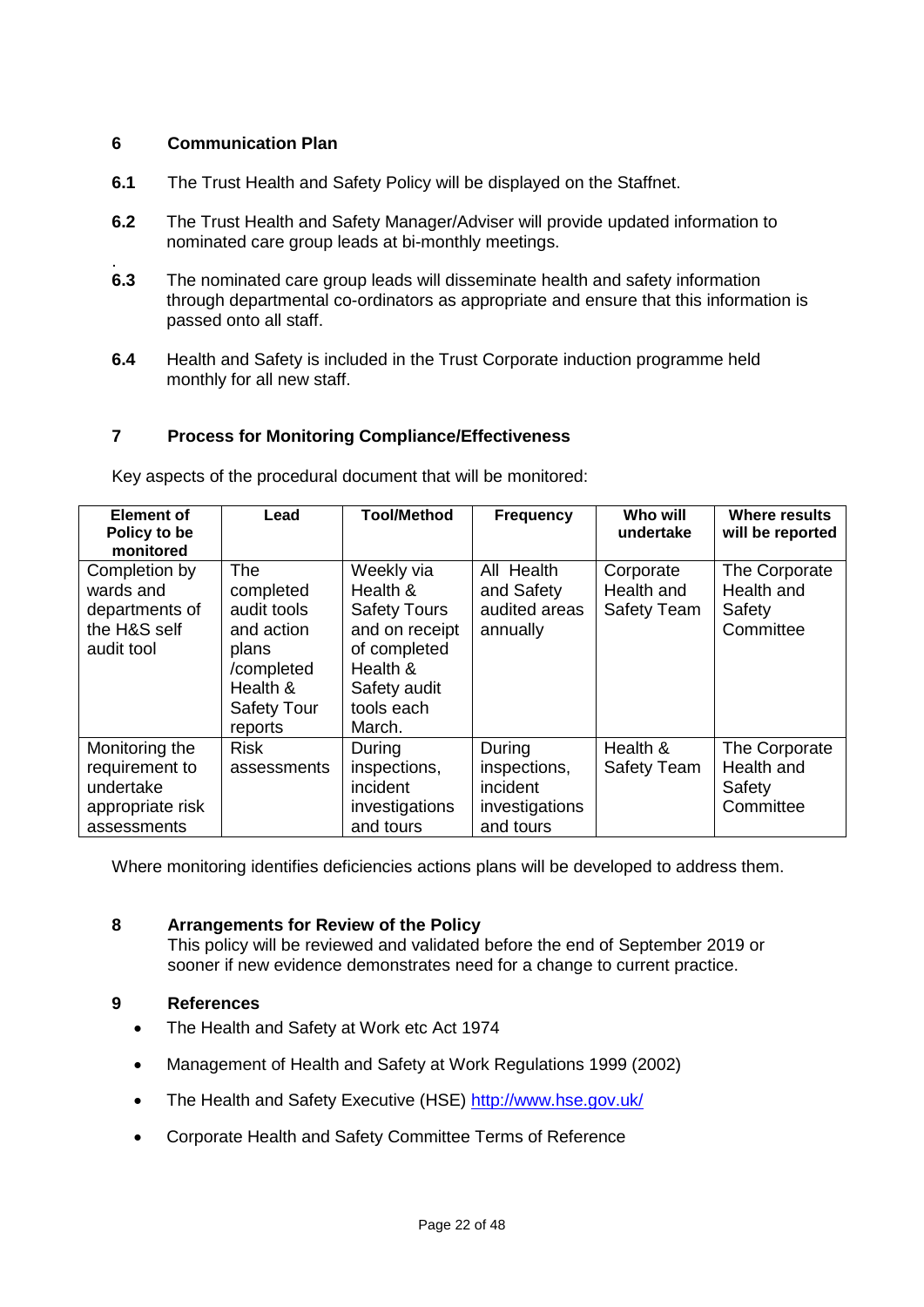## 6 Communication Plan

**6.1** The Trust Health and Safety Policy will be displayed on the Staffnet.

**6.2** The Trust Health and Safety Manager/Adviser will provide updated information to nominated care group leads at bi-monthly meetings.

**6.3** The nominated care group leads will disseminate health and safety information through departmental co-ordinators as appropriate and ensure that this information is passed onto all staff.

**6.4** Health and Safety is included in the Trust Corporate induction programme held monthly for all new staff.

## 7 Process for Monitoring Compliance/Effectiveness

Key aspects of the procedural document that will be monitored:

| Element of Policy to be monitored | Lead | Tool/Method | Frequency | Who will undertake | Where results will be reported |
|---|---|---|---|---|---|
| Completion by wards and departments of the H&S self audit tool | The completed audit tools and action plans /completed Health & Safety Tour reports | Weekly via Health & Safety Tours and on receipt of completed Health & Safety audit tools each March. | All Health and Safety audited areas annually | Corporate Health and Safety Team | The Corporate Health and Safety Committee |
| Monitoring the requirement to undertake appropriate risk assessments | Risk assessments | During inspections, incident investigations and tours | During inspections, incident investigations and tours | Health & Safety Team | The Corporate Health and Safety Committee |

Where monitoring identifies deficiencies actions plans will be developed to address them.

## 8 Arrangements for Review of the Policy

This policy will be reviewed and validated before the end of September 2019 or sooner if new evidence demonstrates need for a change to current practice.

## 9 References

- The Health and Safety at Work etc Act 1974
- Management of Health and Safety at Work Regulations 1999 (2002)
- The Health and Safety Executive (HSE) http://www.hse.gov.uk/
- Corporate Health and Safety Committee Terms of Reference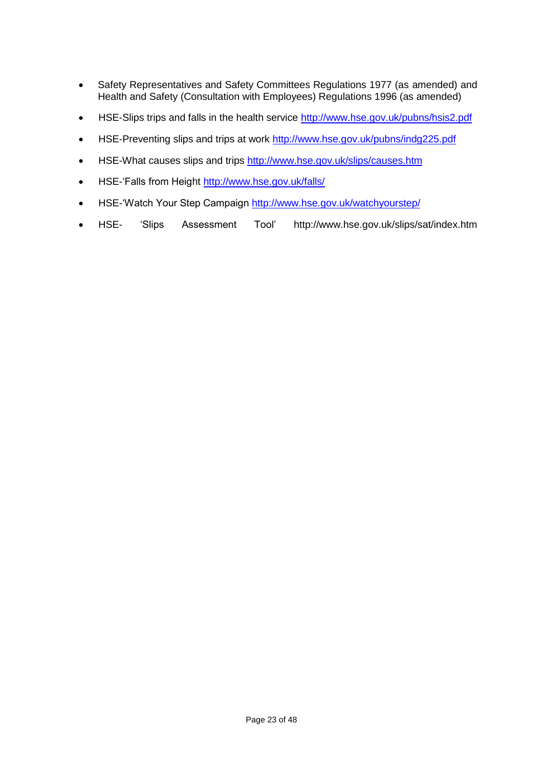- Safety Representatives and Safety Committees Regulations 1977 (as amended) and Health and Safety (Consultation with Employees) Regulations 1996 (as amended)
- HSE-Slips trips and falls in the health service http://www.hse.gov.uk/pubns/hsis2.pdf
- HSE-Preventing slips and trips at work http://www.hse.gov.uk/pubns/indg225.pdf
- HSE-What causes slips and trips http://www.hse.gov.uk/slips/causes.htm
- HSE-'Falls from Height http://www.hse.gov.uk/falls/
- HSE-'Watch Your Step Campaign http://www.hse.gov.uk/watchyourstep/
- HSE- 'Slips Assessment Tool' http://www.hse.gov.uk/slips/sat/index.htm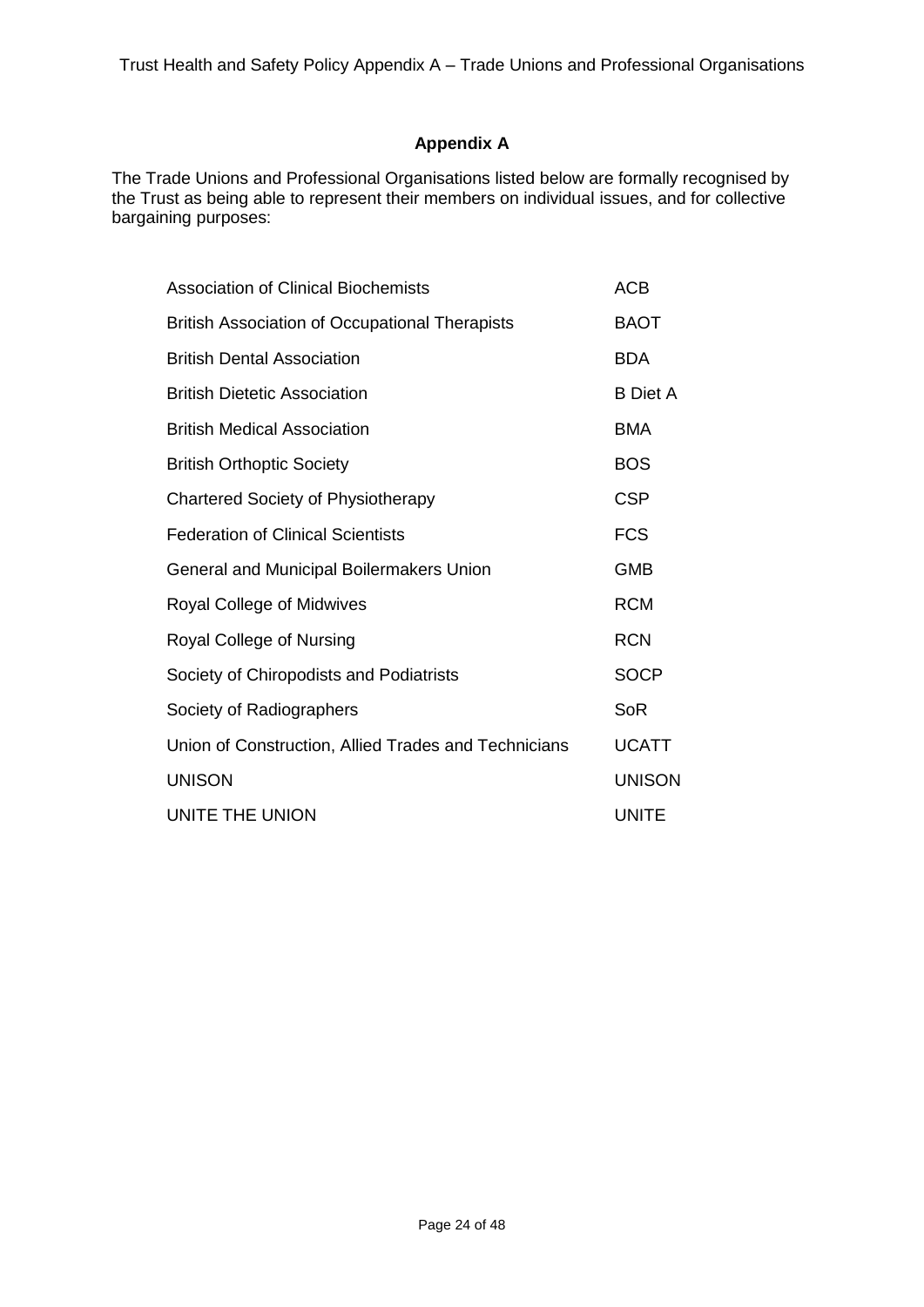## Appendix A

The Trade Unions and Professional Organisations listed below are formally recognised by the Trust as being able to represent their members on individual issues, and for collective bargaining purposes:

| | |
|---|---|
| Association of Clinical Biochemists | ACB |
| British Association of Occupational Therapists | BAOT |
| British Dental Association | BDA |
| British Dietetic Association | B Diet A |
| British Medical Association | BMA |
| British Orthoptic Society | BOS |
| Chartered Society of Physiotherapy | CSP |
| Federation of Clinical Scientists | FCS |
| General and Municipal Boilermakers Union | GMB |
| Royal College of Midwives | RCM |
| Royal College of Nursing | RCN |
| Society of Chiropodists and Podiatrists | SOCP |
| Society of Radiographers | SoR |
| Union of Construction, Allied Trades and Technicians | UCATT |
| UNISON | UNISON |
| UNITE THE UNION | UNITE |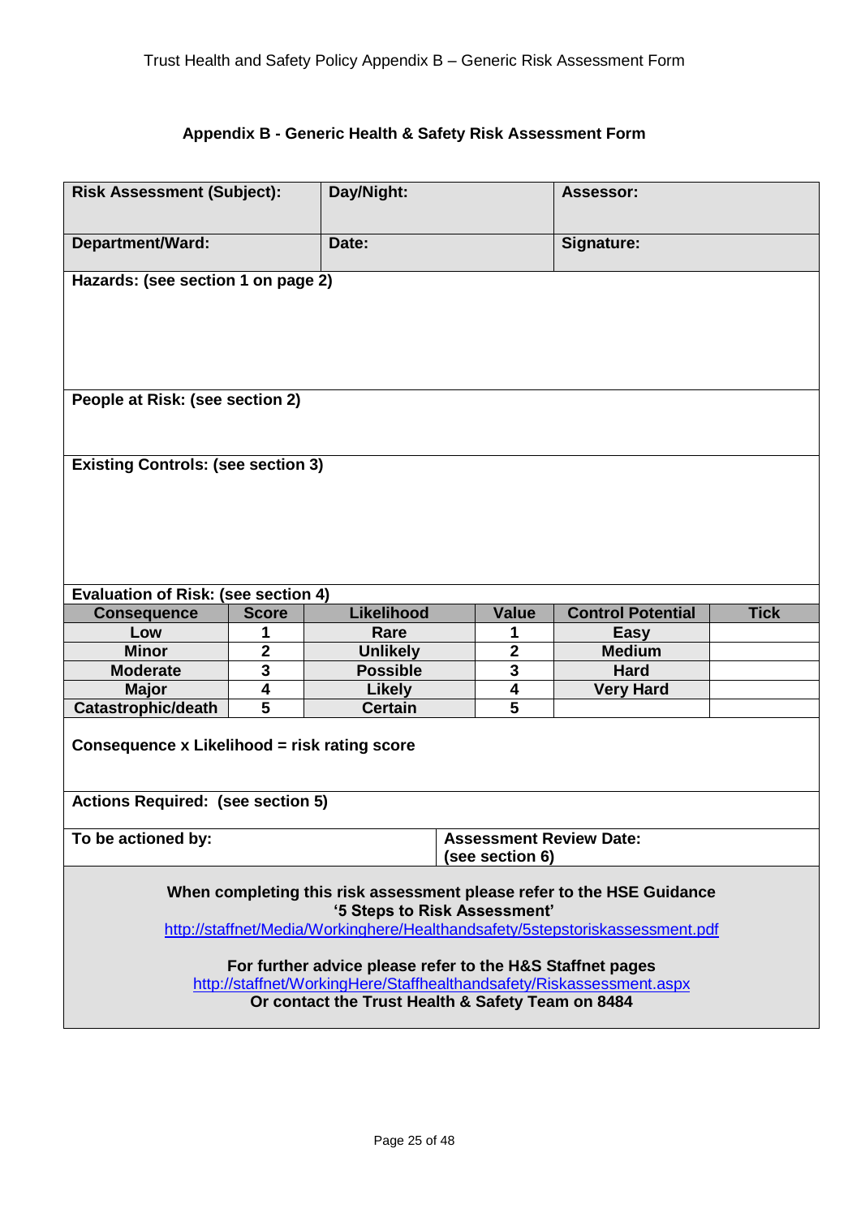## Appendix B - Generic Health & Safety Risk Assessment Form

| **Risk Assessment (Subject):** | **Day/Night:** | **Assessor:** |
|---|---|---|
| **Department/Ward:** | **Date:** | **Signature:** |

**Hazards: (see section 1 on page 2)**

**People at Risk: (see section 2)**

**Existing Controls: (see section 3)**

**Evaluation of Risk: (see section 4)**

| Consequence | Score | Likelihood | Value | Control Potential | Tick |
|---|---|---|---|---|---|
| Low | 1 | Rare | 1 | Easy | |
| Minor | 2 | Unlikely | 2 | Medium | |
| Moderate | 3 | Possible | 3 | Hard | |
| Major | 4 | Likely | 4 | Very Hard | |
| Catastrophic/death | 5 | Certain | 5 | | |

**Consequence x Likelihood = risk rating score**

**Actions Required: (see section 5)**

| **To be actioned by:** | **Assessment Review Date: (see section 6)** |
|---|---|

**When completing this risk assessment please refer to the HSE Guidance '5 Steps to Risk Assessment'**
http://staffnet/Media/Workinghere/Healthandsafety/5stepstoriskassessment.pdf

**For further advice please refer to the H&S Staffnet pages**
http://staffnet/WorkingHere/Staffhealthandsafety/Riskassessment.aspx
**Or contact the Trust Health & Safety Team on 8484**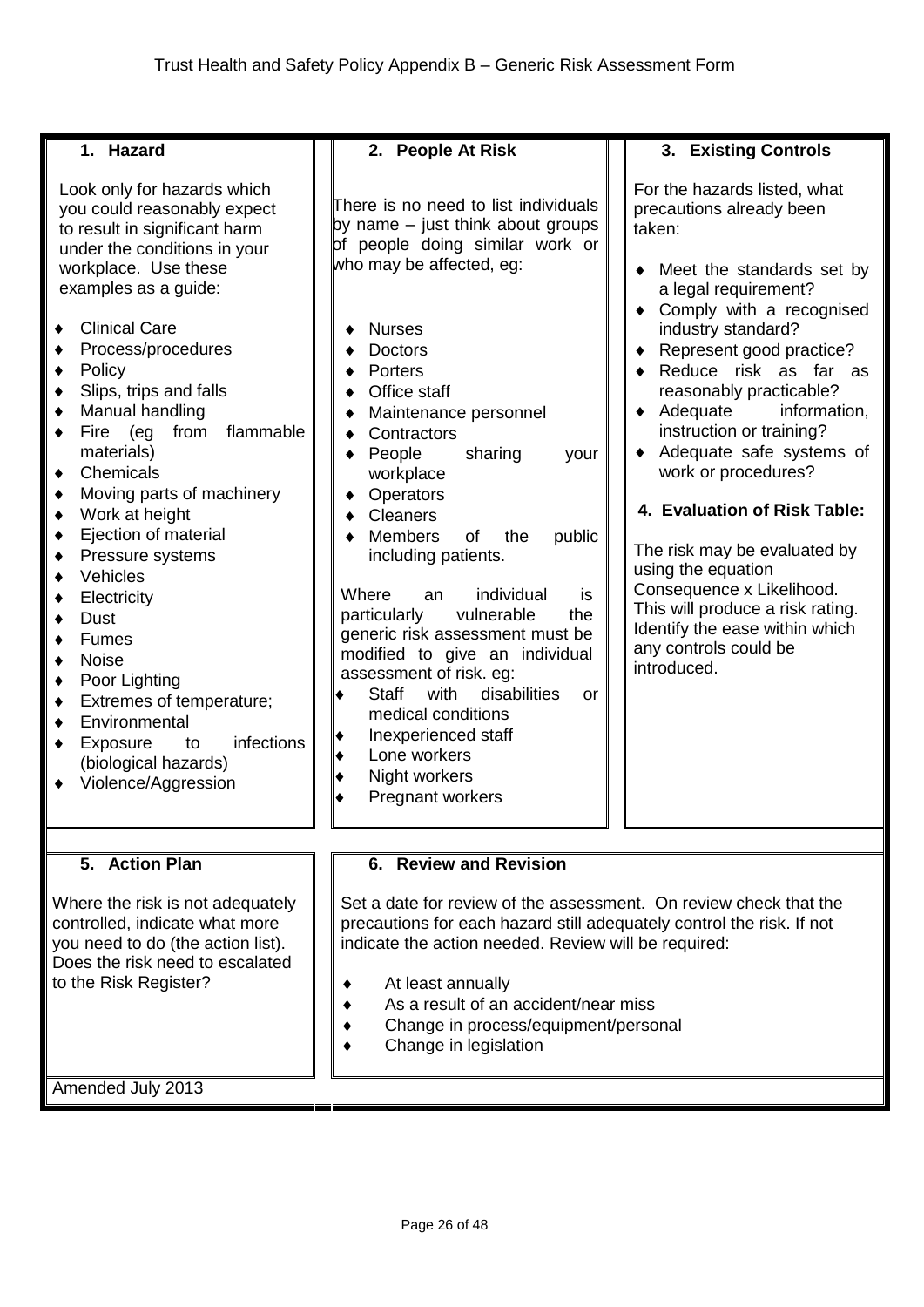# Trust Health and Safety Policy Appendix B – Generic Risk Assessment Form

## 1. Hazard

Look only for hazards which you could reasonably expect to result in significant harm under the conditions in your workplace. Use these examples as a guide:

- Clinical Care
- Process/procedures
- Policy
- Slips, trips and falls
- Manual handling
- Fire (eg from flammable materials)
- Chemicals
- Moving parts of machinery
- Work at height
- Ejection of material
- Pressure systems
- Vehicles
- Electricity
- Dust
- Fumes
- Noise
- Poor Lighting
- Extremes of temperature;
- Environmental
- Exposure to infections (biological hazards)
- Violence/Aggression

## 2. People At Risk

There is no need to list individuals by name – just think about groups of people doing similar work or who may be affected, eg:

- Nurses
- Doctors
- Porters
- Office staff
- Maintenance personnel
- Contractors
- People sharing your workplace
- Operators
- Cleaners
- Members of the public including patients.

Where an individual is particularly vulnerable the generic risk assessment must be modified to give an individual assessment of risk. eg:

- Staff with disabilities or medical conditions
- Inexperienced staff
- Lone workers
- Night workers
- Pregnant workers

## 3. Existing Controls

For the hazards listed, what precautions already been taken:

- Meet the standards set by a legal requirement?
- Comply with a recognised industry standard?
- Represent good practice?
- Reduce risk as far as reasonably practicable?
- Adequate information, instruction or training?
- Adequate safe systems of work or procedures?

## 4. Evaluation of Risk Table:

The risk may be evaluated by using the equation Consequence x Likelihood. This will produce a risk rating. Identify the ease within which any controls could be introduced.

## 5. Action Plan

Where the risk is not adequately controlled, indicate what more you need to do (the action list). Does the risk need to escalated to the Risk Register?

## 6. Review and Revision

Set a date for review of the assessment. On review check that the precautions for each hazard still adequately control the risk. If not indicate the action needed. Review will be required:

- At least annually
- As a result of an accident/near miss
- Change in process/equipment/personal
- Change in legislation

Amended July 2013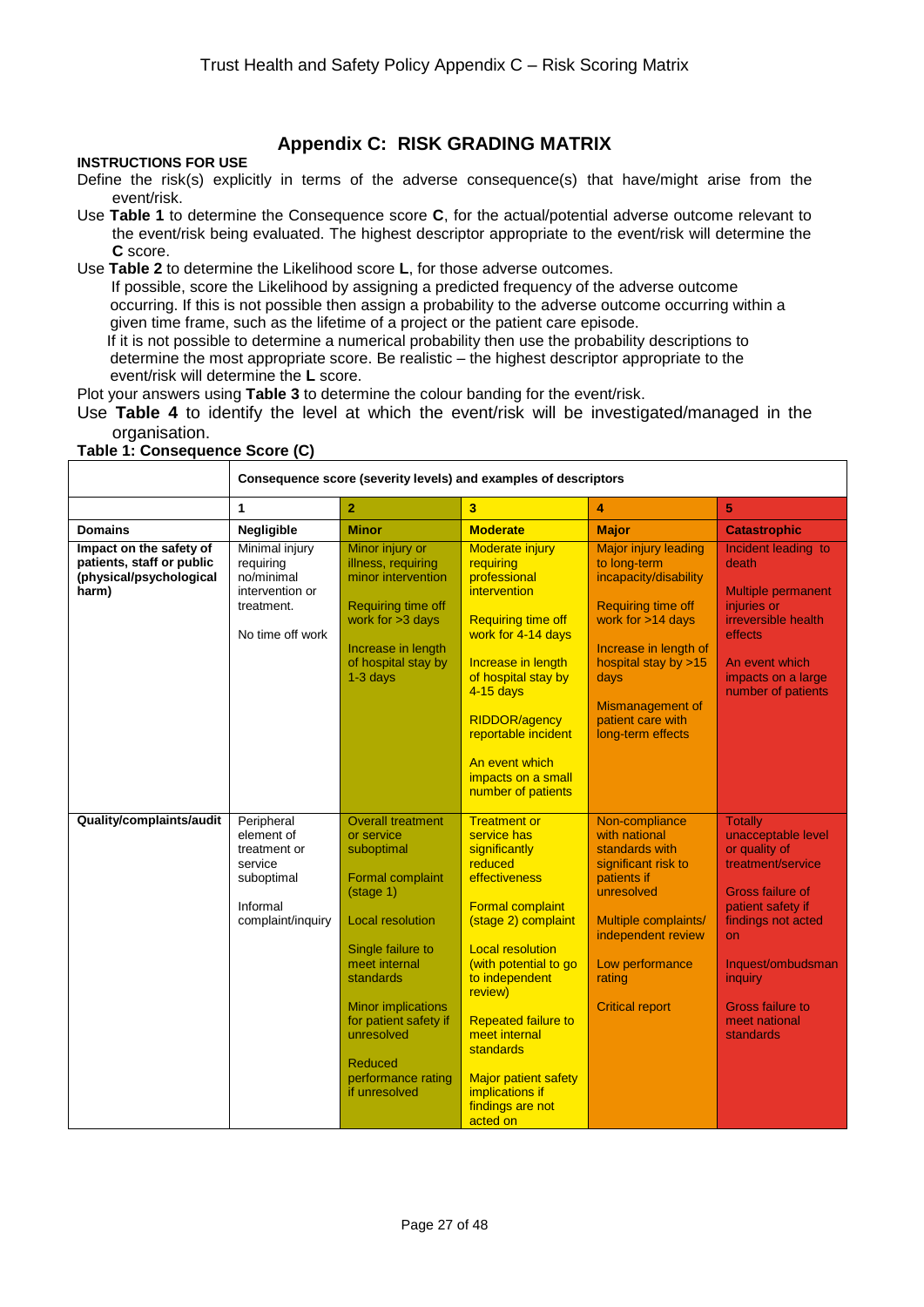# Appendix C: RISK GRADING MATRIX

**INSTRUCTIONS FOR USE**

Define the risk(s) explicitly in terms of the adverse consequence(s) that have/might arise from the event/risk.

Use **Table 1** to determine the Consequence score **C**, for the actual/potential adverse outcome relevant to the event/risk being evaluated. The highest descriptor appropriate to the event/risk will determine the **C** score.

Use **Table 2** to determine the Likelihood score **L**, for those adverse outcomes.

If possible, score the Likelihood by assigning a predicted frequency of the adverse outcome occurring. If this is not possible then assign a probability to the adverse outcome occurring within a given time frame, such as the lifetime of a project or the patient care episode.

If it is not possible to determine a numerical probability then use the probability descriptions to determine the most appropriate score. Be realistic – the highest descriptor appropriate to the event/risk will determine the **L** score.

Plot your answers using **Table 3** to determine the colour banding for the event/risk.

Use **Table 4** to identify the level at which the event/risk will be investigated/managed in the organisation.

**Table 1: Consequence Score (C)**

| | Consequence score (severity levels) and examples of descriptors | | | | |
|---|---|---|---|---|---|
| | **1** | **2** | **3** | **4** | **5** |
| **Domains** | **Negligible** | **Minor** | **Moderate** | **Major** | **Catastrophic** |
| **Impact on the safety of patients, staff or public (physical/psychological harm)** | Minimal injury requiring no/minimal intervention or treatment.<br><br>No time off work | Minor injury or illness, requiring minor intervention<br><br>Requiring time off work for >3 days<br><br>Increase in length of hospital stay by 1-3 days | Moderate injury requiring professional intervention<br><br>Requiring time off work for 4-14 days<br><br>Increase in length of hospital stay by 4-15 days<br><br>RIDDOR/agency reportable incident<br><br>An event which impacts on a small number of patients | Major injury leading to long-term incapacity/disability<br><br>Requiring time off work for >14 days<br><br>Increase in length of hospital stay by >15 days<br><br>Mismanagement of patient care with long-term effects | Incident leading to death<br><br>Multiple permanent injuries or irreversible health effects<br><br>An event which impacts on a large number of patients |
| **Quality/complaints/audit** | Peripheral element of treatment or service suboptimal<br><br>Informal complaint/inquiry | Overall treatment or service suboptimal<br><br>Formal complaint (stage 1)<br><br>Local resolution<br><br>Single failure to meet internal standards<br><br>Minor implications for patient safety if unresolved<br><br>Reduced performance rating if unresolved | Treatment or service has significantly reduced effectiveness<br><br>Formal complaint (stage 2) complaint<br><br>Local resolution (with potential to go to independent review)<br><br>Repeated failure to meet internal standards<br><br>Major patient safety implications if findings are not acted on | Non-compliance with national standards with significant risk to patients if unresolved<br><br>Multiple complaints/ independent review<br><br>Low performance rating<br><br>Critical report | Totally unacceptable level or quality of treatment/service<br><br>Gross failure of patient safety if findings not acted on<br><br>Inquest/ombudsman inquiry<br><br>Gross failure to meet national standards |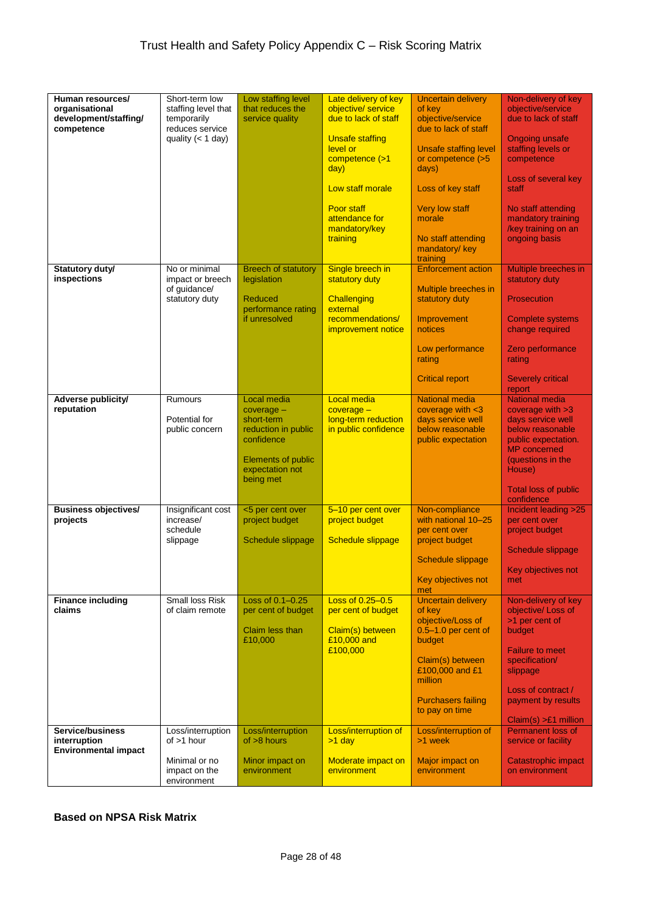# Trust Health and Safety Policy Appendix C – Risk Scoring Matrix

| | | | | | |
|---|---|---|---|---|---|
| **Human resources/ organisational development/staffing/ competence** | Short-term low staffing level that temporarily reduces service quality (< 1 day) | Low staffing level that reduces the service quality | Late delivery of key objective/ service due to lack of staff<br><br>Unsafe staffing level or competence (>1 day)<br><br>Low staff morale<br><br>Poor staff attendance for mandatory/key training | Uncertain delivery of key objective/service due to lack of staff<br><br>Unsafe staffing level or competence (>5 days)<br><br>Loss of key staff<br><br>Very low staff morale<br><br>No staff attending mandatory/ key training | Non-delivery of key objective/service due to lack of staff<br><br>Ongoing unsafe staffing levels or competence<br><br>Loss of several key staff<br><br>No staff attending mandatory training /key training on an ongoing basis |
| **Statutory duty/ inspections** | No or minimal impact or breech of guidance/ statutory duty | Breech of statutory legislation<br><br>Reduced performance rating if unresolved | Single breech in statutory duty<br><br>Challenging external recommendations/ improvement notice | Enforcement action<br><br>Multiple breeches in statutory duty<br><br>Improvement notices<br><br>Low performance rating<br><br>Critical report | Multiple breeches in statutory duty<br><br>Prosecution<br><br>Complete systems change required<br><br>Zero performance rating<br><br>Severely critical report |
| **Adverse publicity/ reputation** | Rumours<br><br>Potential for public concern | Local media coverage – short-term reduction in public confidence<br><br>Elements of public expectation not being met | Local media coverage – long-term reduction in public confidence | National media coverage with <3 days service well below reasonable public expectation | National media coverage with >3 days service well below reasonable public expectation. MP concerned (questions in the House)<br><br>Total loss of public confidence |
| **Business objectives/ projects** | Insignificant cost increase/ schedule slippage | <5 per cent over project budget<br><br>Schedule slippage | 5–10 per cent over project budget<br><br>Schedule slippage | Non-compliance with national 10–25 per cent over project budget<br><br>Schedule slippage<br><br>Key objectives not met | Incident leading >25 per cent over project budget<br><br>Schedule slippage<br><br>Key objectives not met |
| **Finance including claims** | Small loss Risk of claim remote | Loss of 0.1–0.25 per cent of budget<br><br>Claim less than £10,000 | Loss of 0.25–0.5 per cent of budget<br><br>Claim(s) between £10,000 and £100,000 | Uncertain delivery of key objective/Loss of 0.5–1.0 per cent of budget<br><br>Claim(s) between £100,000 and £1 million<br><br>Purchasers failing to pay on time | Non-delivery of key objective/ Loss of >1 per cent of budget<br><br>Failure to meet specification/ slippage<br><br>Loss of contract / payment by results<br><br>Claim(s) >£1 million |
| **Service/business interruption Environmental impact** | Loss/interruption of >1 hour<br><br>Minimal or no impact on the environment | Loss/interruption of >8 hours<br><br>Minor impact on environment | Loss/interruption of >1 day<br><br>Moderate impact on environment | Loss/interruption of >1 week<br><br>Major impact on environment | Permanent loss of service or facility<br><br>Catastrophic impact on environment |

**Based on NPSA Risk Matrix**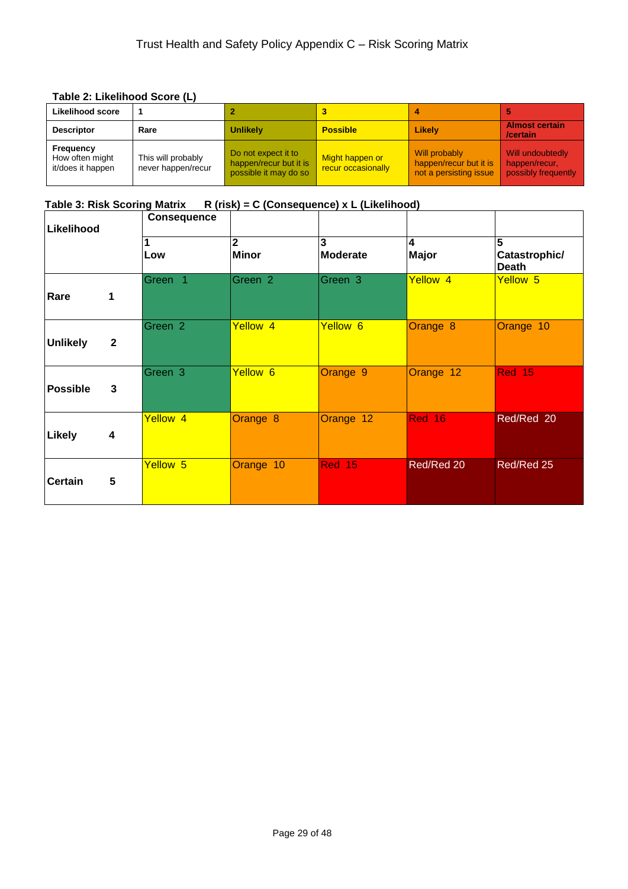# Trust Health and Safety Policy Appendix C – Risk Scoring Matrix

**Table 2: Likelihood Score (L)**

| **Likelihood score** | **1** | **2** | **3** | **4** | **5** |
|---|---|---|---|---|---|
| **Descriptor** | **Rare** | **Unlikely** | **Possible** | **Likely** | **Almost certain /certain** |
| **Frequency** How often might it/does it happen | This will probably never happen/recur | Do not expect it to happen/recur but it is possible it may do so | Might happen or recur occasionally | Will probably happen/recur but it is not a persisting issue | Will undoubtedly happen/recur, possibly frequently |

**Table 3: Risk Scoring Matrix R (risk) = C (Consequence) x L (Likelihood)**

| **Likelihood** | **Consequence** | | | | |
|---|---|---|---|---|---|
| | **1 Low** | **2 Minor** | **3 Moderate** | **4 Major** | **5 Catastrophic/ Death** |
| **Rare 1** | Green 1 | Green 2 | Green 3 | Yellow 4 | Yellow 5 |
| **Unlikely 2** | Green 2 | Yellow 4 | Yellow 6 | Orange 8 | Orange 10 |
| **Possible 3** | Green 3 | Yellow 6 | Orange 9 | Orange 12 | Red 15 |
| **Likely 4** | Yellow 4 | Orange 8 | Orange 12 | Red 16 | Red/Red 20 |
| **Certain 5** | Yellow 5 | Orange 10 | Red 15 | Red/Red 20 | Red/Red 25 |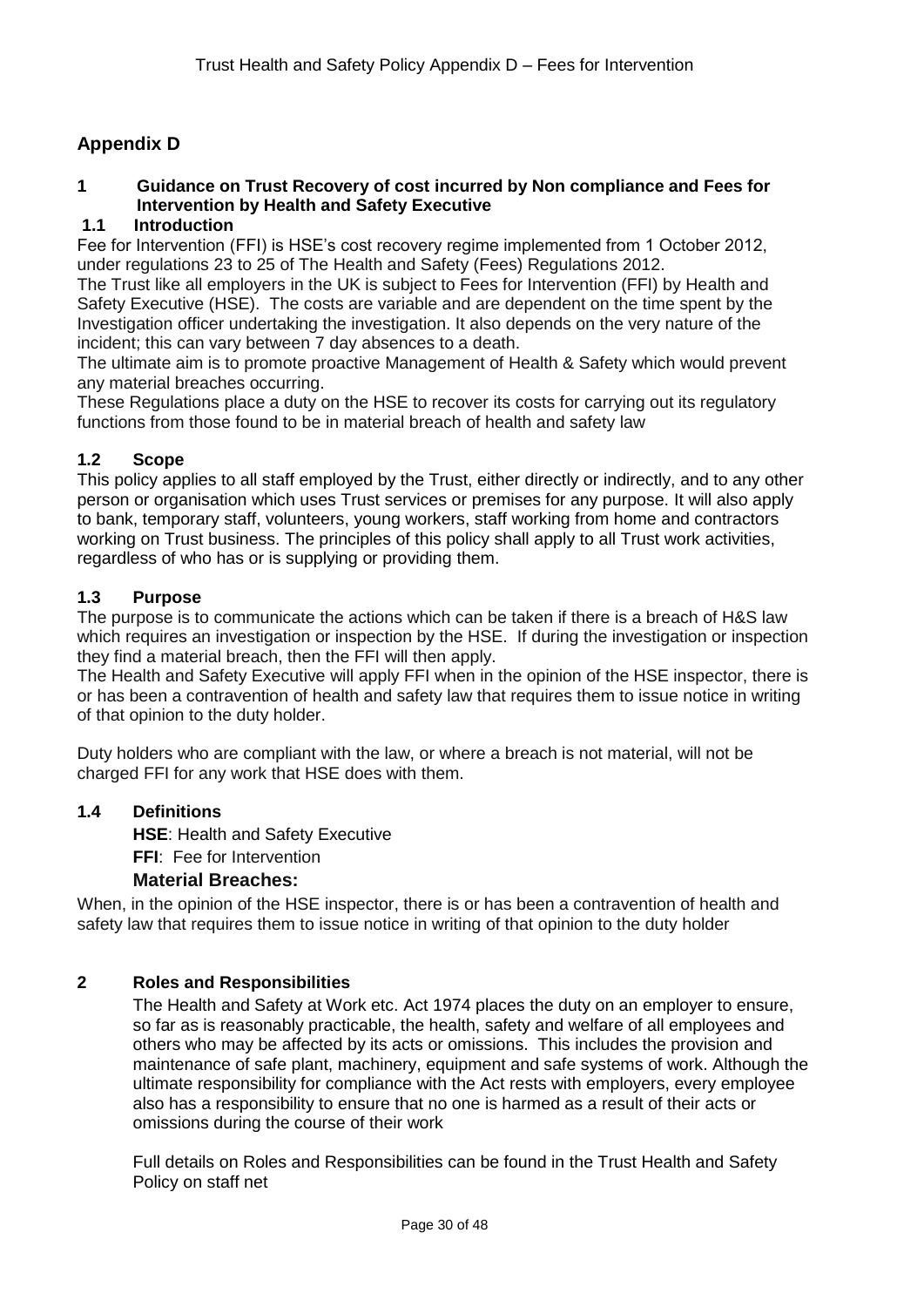## Appendix D

### 1 Guidance on Trust Recovery of cost incurred by Non compliance and Fees for Intervention by Health and Safety Executive

#### 1.1 Introduction

Fee for Intervention (FFI) is HSE's cost recovery regime implemented from 1 October 2012, under regulations 23 to 25 of The Health and Safety (Fees) Regulations 2012.

The Trust like all employers in the UK is subject to Fees for Intervention (FFI) by Health and Safety Executive (HSE). The costs are variable and are dependent on the time spent by the Investigation officer undertaking the investigation. It also depends on the very nature of the incident; this can vary between 7 day absences to a death.

The ultimate aim is to promote proactive Management of Health & Safety which would prevent any material breaches occurring.

These Regulations place a duty on the HSE to recover its costs for carrying out its regulatory functions from those found to be in material breach of health and safety law

#### 1.2 Scope

This policy applies to all staff employed by the Trust, either directly or indirectly, and to any other person or organisation which uses Trust services or premises for any purpose. It will also apply to bank, temporary staff, volunteers, young workers, staff working from home and contractors working on Trust business. The principles of this policy shall apply to all Trust work activities, regardless of who has or is supplying or providing them.

#### 1.3 Purpose

The purpose is to communicate the actions which can be taken if there is a breach of H&S law which requires an investigation or inspection by the HSE. If during the investigation or inspection they find a material breach, then the FFI will then apply.

The Health and Safety Executive will apply FFI when in the opinion of the HSE inspector, there is or has been a contravention of health and safety law that requires them to issue notice in writing of that opinion to the duty holder.

Duty holders who are compliant with the law, or where a breach is not material, will not be charged FFI for any work that HSE does with them.

#### 1.4 Definitions

**HSE**: Health and Safety Executive

**FFI**: Fee for Intervention

**Material Breaches:**

When, in the opinion of the HSE inspector, there is or has been a contravention of health and safety law that requires them to issue notice in writing of that opinion to the duty holder

### 2 Roles and Responsibilities

The Health and Safety at Work etc. Act 1974 places the duty on an employer to ensure, so far as is reasonably practicable, the health, safety and welfare of all employees and others who may be affected by its acts or omissions. This includes the provision and maintenance of safe plant, machinery, equipment and safe systems of work. Although the ultimate responsibility for compliance with the Act rests with employers, every employee also has a responsibility to ensure that no one is harmed as a result of their acts or omissions during the course of their work

Full details on Roles and Responsibilities can be found in the Trust Health and Safety Policy on staff net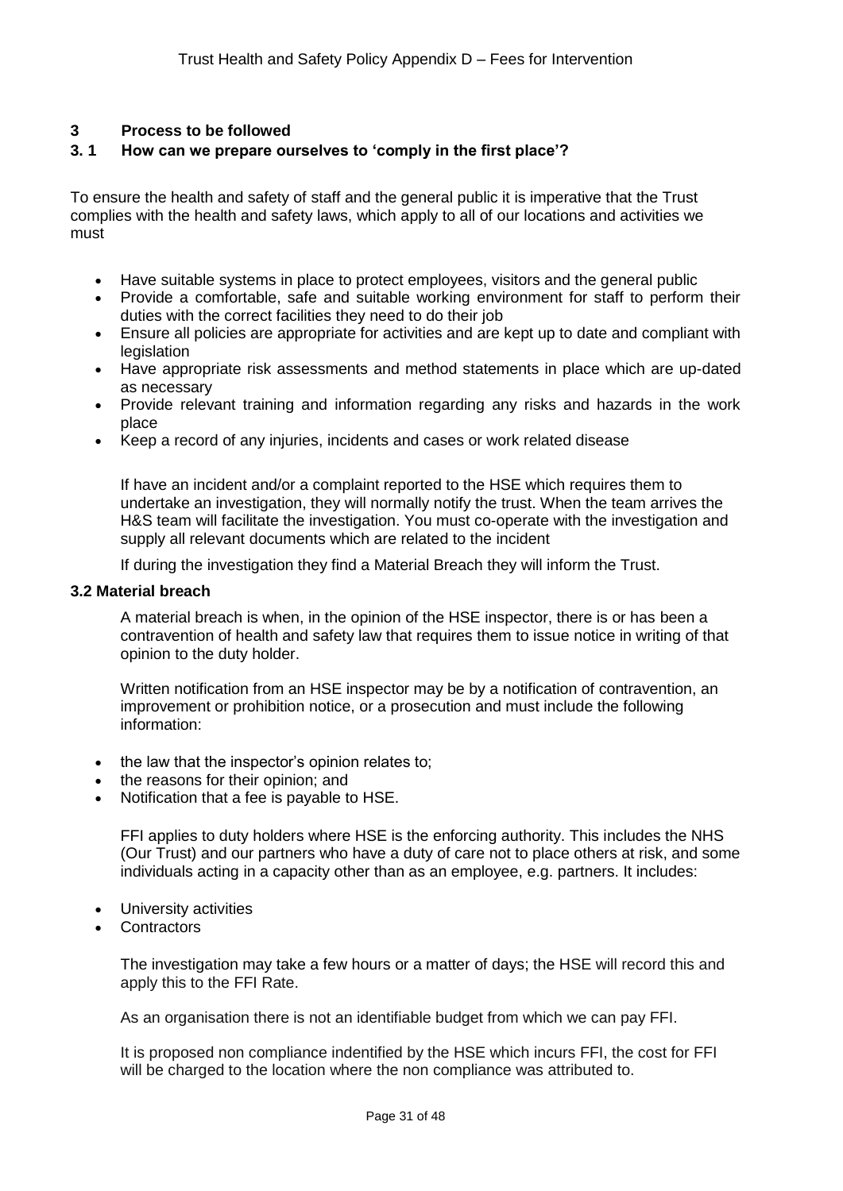## 3 Process to be followed

### 3. 1 How can we prepare ourselves to 'comply in the first place'?

To ensure the health and safety of staff and the general public it is imperative that the Trust complies with the health and safety laws, which apply to all of our locations and activities we must

- Have suitable systems in place to protect employees, visitors and the general public
- Provide a comfortable, safe and suitable working environment for staff to perform their duties with the correct facilities they need to do their job
- Ensure all policies are appropriate for activities and are kept up to date and compliant with legislation
- Have appropriate risk assessments and method statements in place which are up-dated as necessary
- Provide relevant training and information regarding any risks and hazards in the work place
- Keep a record of any injuries, incidents and cases or work related disease

If have an incident and/or a complaint reported to the HSE which requires them to undertake an investigation, they will normally notify the trust. When the team arrives the H&S team will facilitate the investigation. You must co-operate with the investigation and supply all relevant documents which are related to the incident

If during the investigation they find a Material Breach they will inform the Trust.

### 3.2 Material breach

A material breach is when, in the opinion of the HSE inspector, there is or has been a contravention of health and safety law that requires them to issue notice in writing of that opinion to the duty holder.

Written notification from an HSE inspector may be by a notification of contravention, an improvement or prohibition notice, or a prosecution and must include the following information:

- the law that the inspector's opinion relates to;
- the reasons for their opinion; and
- Notification that a fee is payable to HSE.

FFI applies to duty holders where HSE is the enforcing authority. This includes the NHS (Our Trust) and our partners who have a duty of care not to place others at risk, and some individuals acting in a capacity other than as an employee, e.g. partners. It includes:

- University activities
- Contractors

The investigation may take a few hours or a matter of days; the HSE will record this and apply this to the FFI Rate.

As an organisation there is not an identifiable budget from which we can pay FFI.

It is proposed non compliance indentified by the HSE which incurs FFI, the cost for FFI will be charged to the location where the non compliance was attributed to.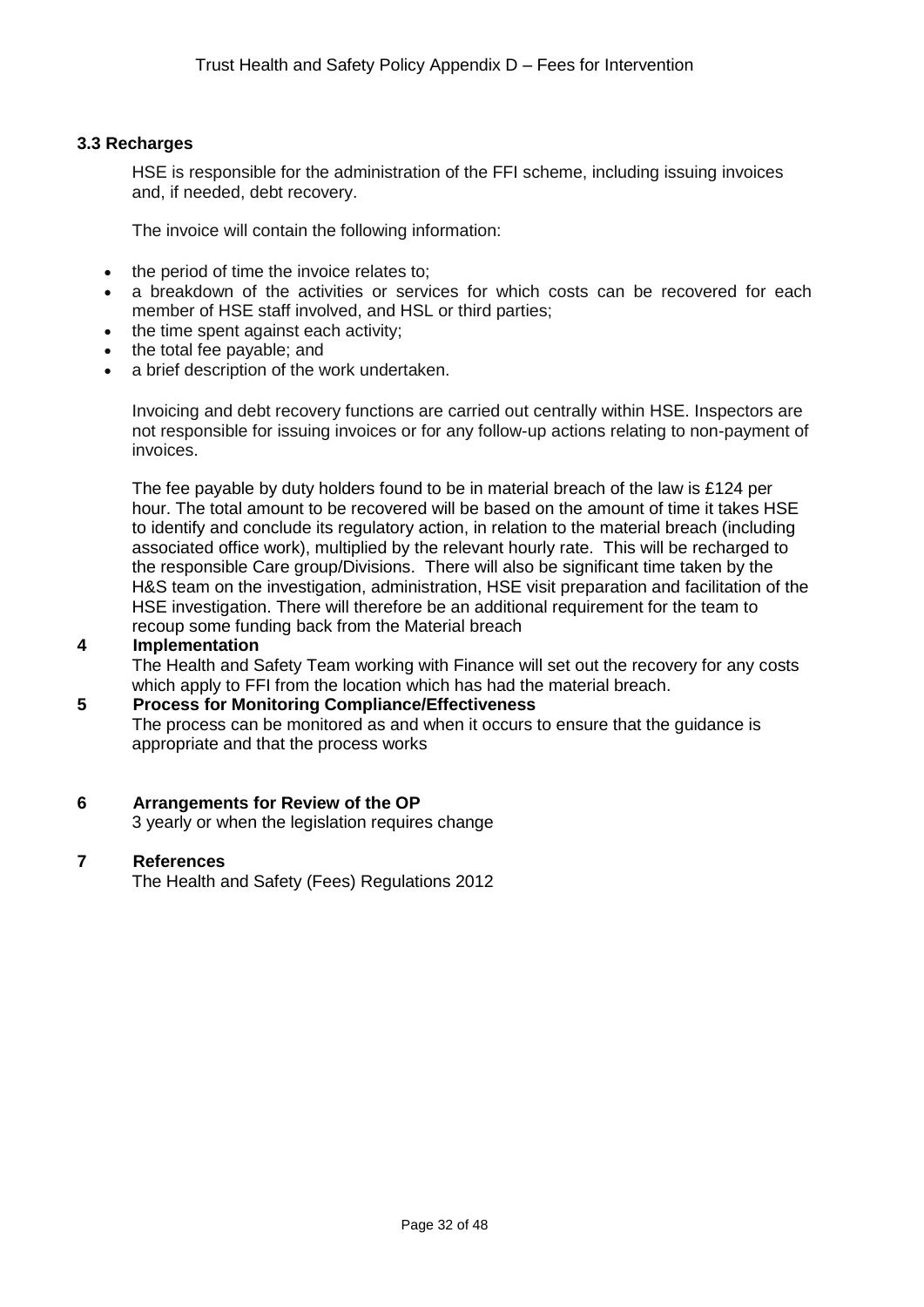### 3.3 Recharges

HSE is responsible for the administration of the FFI scheme, including issuing invoices and, if needed, debt recovery.

The invoice will contain the following information:

- the period of time the invoice relates to;
- a breakdown of the activities or services for which costs can be recovered for each member of HSE staff involved, and HSL or third parties;
- the time spent against each activity;
- the total fee payable; and
- a brief description of the work undertaken.

Invoicing and debt recovery functions are carried out centrally within HSE. Inspectors are not responsible for issuing invoices or for any follow-up actions relating to non-payment of invoices.

The fee payable by duty holders found to be in material breach of the law is £124 per hour. The total amount to be recovered will be based on the amount of time it takes HSE to identify and conclude its regulatory action, in relation to the material breach (including associated office work), multiplied by the relevant hourly rate. This will be recharged to the responsible Care group/Divisions. There will also be significant time taken by the H&S team on the investigation, administration, HSE visit preparation and facilitation of the HSE investigation. There will therefore be an additional requirement for the team to recoup some funding back from the Material breach

## 4 Implementation

The Health and Safety Team working with Finance will set out the recovery for any costs which apply to FFI from the location which has had the material breach.

## 5 Process for Monitoring Compliance/Effectiveness

The process can be monitored as and when it occurs to ensure that the guidance is appropriate and that the process works

## 6 Arrangements for Review of the OP

3 yearly or when the legislation requires change

## 7 References

The Health and Safety (Fees) Regulations 2012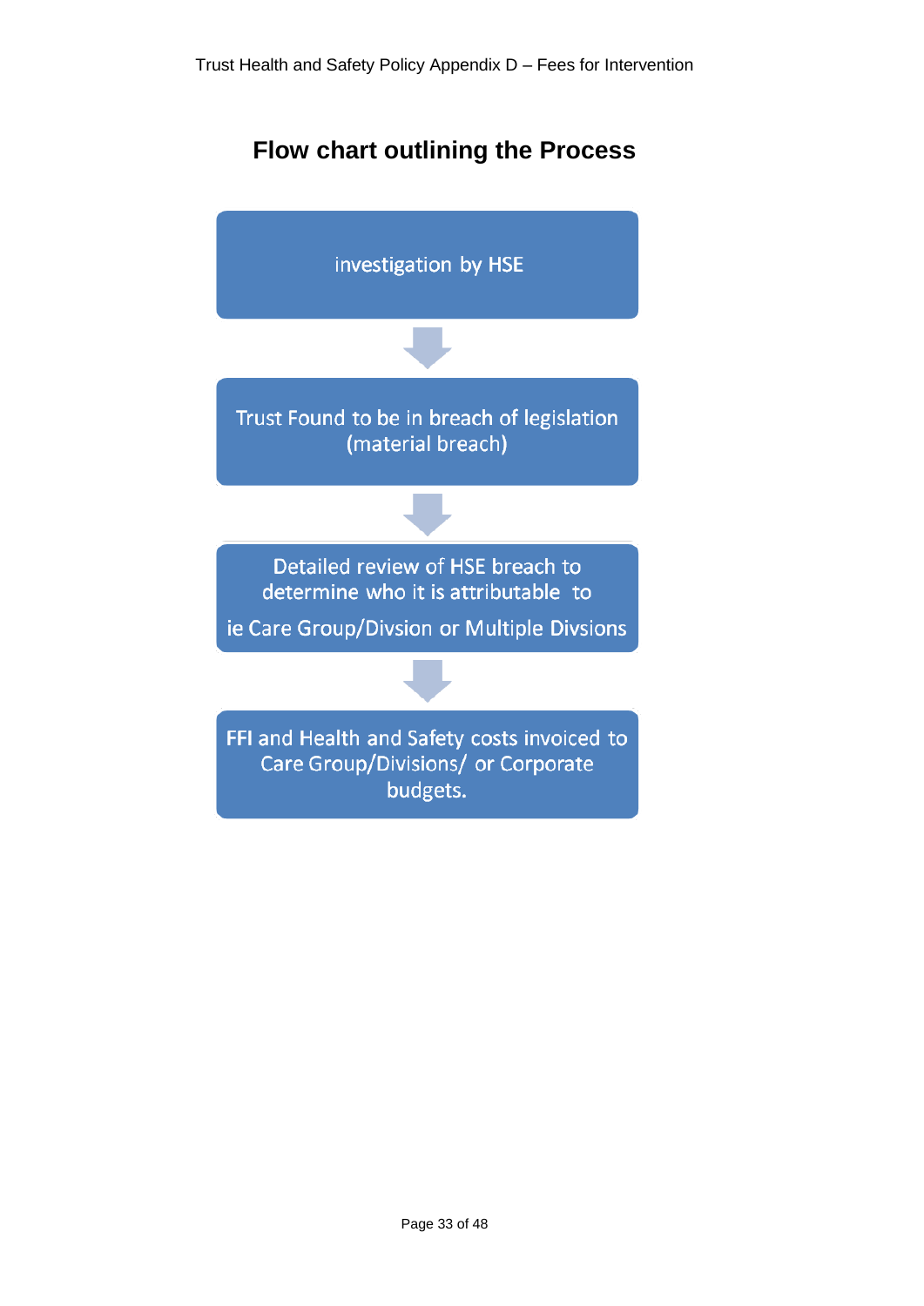## Flow chart outlining the Process

investigation by HSE

↓

Trust Found to be in breach of legislation (material breach)

↓

Detailed review of HSE breach to determine who it is attributable to

ie Care Group/Divsion or Multiple Divsions

↓

FFI and Health and Safety costs invoiced to Care Group/Divisions/ or Corporate budgets.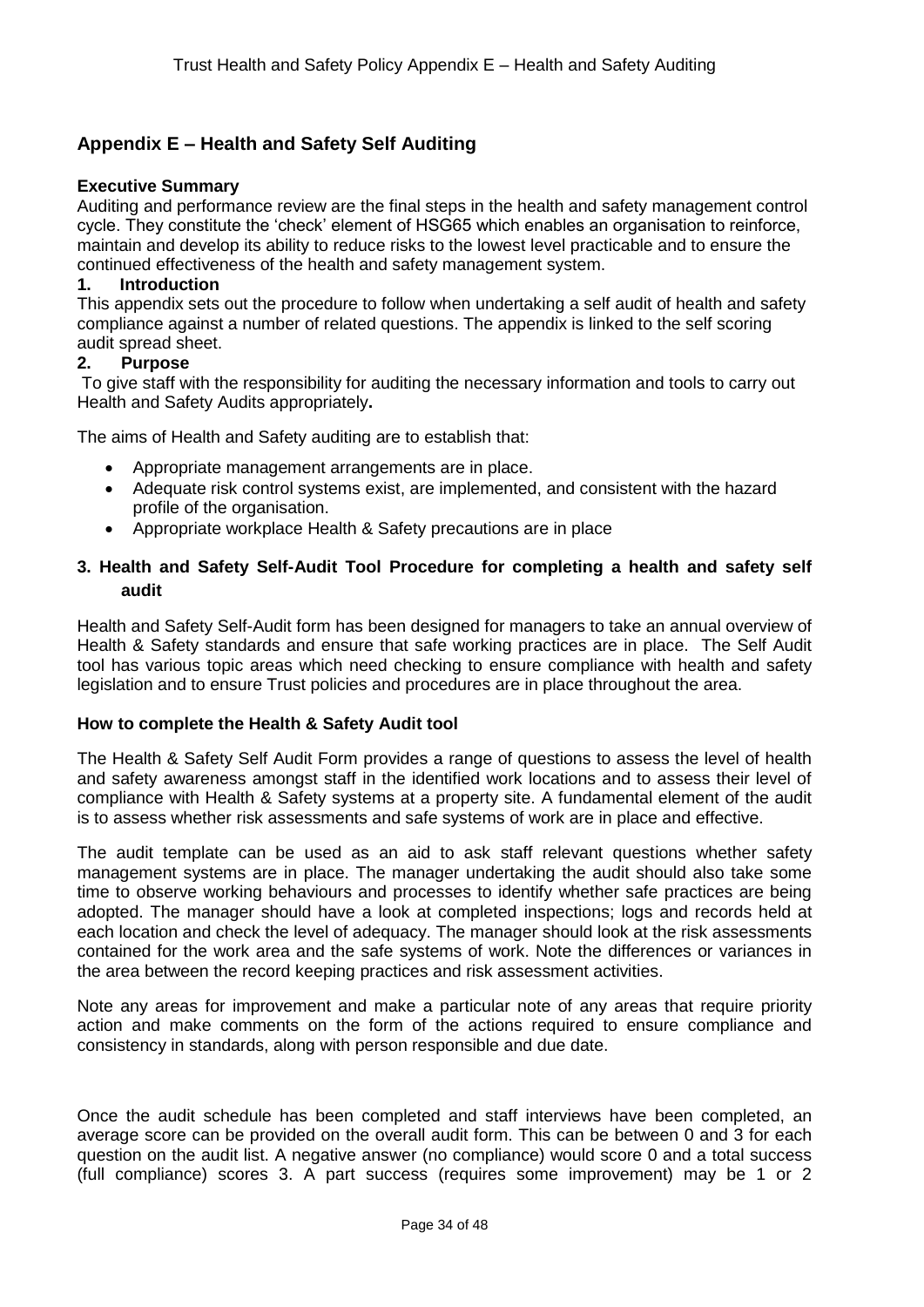## Appendix E – Health and Safety Self Auditing

**Executive Summary**

Auditing and performance review are the final steps in the health and safety management control cycle. They constitute the 'check' element of HSG65 which enables an organisation to reinforce, maintain and develop its ability to reduce risks to the lowest level practicable and to ensure the continued effectiveness of the health and safety management system.

### 1. Introduction

This appendix sets out the procedure to follow when undertaking a self audit of health and safety compliance against a number of related questions. The appendix is linked to the self scoring audit spread sheet.

### 2. Purpose

To give staff with the responsibility for auditing the necessary information and tools to carry out Health and Safety Audits appropriately**.**

The aims of Health and Safety auditing are to establish that:

- Appropriate management arrangements are in place.
- Adequate risk control systems exist, are implemented, and consistent with the hazard profile of the organisation.
- Appropriate workplace Health & Safety precautions are in place

### 3. Health and Safety Self-Audit Tool Procedure for completing a health and safety self audit

Health and Safety Self-Audit form has been designed for managers to take an annual overview of Health & Safety standards and ensure that safe working practices are in place. The Self Audit tool has various topic areas which need checking to ensure compliance with health and safety legislation and to ensure Trust policies and procedures are in place throughout the area.

**How to complete the Health & Safety Audit tool**

The Health & Safety Self Audit Form provides a range of questions to assess the level of health and safety awareness amongst staff in the identified work locations and to assess their level of compliance with Health & Safety systems at a property site. A fundamental element of the audit is to assess whether risk assessments and safe systems of work are in place and effective.

The audit template can be used as an aid to ask staff relevant questions whether safety management systems are in place. The manager undertaking the audit should also take some time to observe working behaviours and processes to identify whether safe practices are being adopted. The manager should have a look at completed inspections; logs and records held at each location and check the level of adequacy. The manager should look at the risk assessments contained for the work area and the safe systems of work. Note the differences or variances in the area between the record keeping practices and risk assessment activities.

Note any areas for improvement and make a particular note of any areas that require priority action and make comments on the form of the actions required to ensure compliance and consistency in standards, along with person responsible and due date.

Once the audit schedule has been completed and staff interviews have been completed, an average score can be provided on the overall audit form. This can be between 0 and 3 for each question on the audit list. A negative answer (no compliance) would score 0 and a total success (full compliance) scores 3. A part success (requires some improvement) may be 1 or 2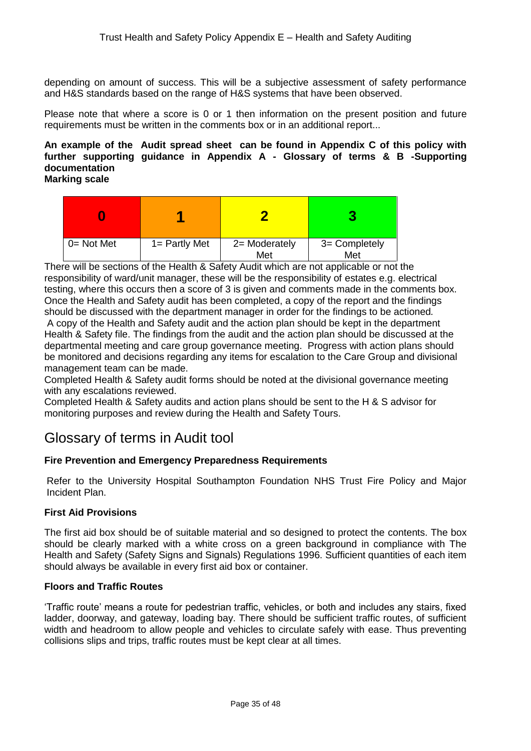depending on amount of success. This will be a subjective assessment of safety performance and H&S standards based on the range of H&S systems that have been observed.

Please note that where a score is 0 or 1 then information on the present position and future requirements must be written in the comments box or in an additional report...

**An example of the Audit spread sheet can be found in Appendix C of this policy with further supporting guidance in Appendix A - Glossary of terms & B -Supporting documentation**

**Marking scale**

| **0** | **1** | **2** | **3** |
|---|---|---|---|
| 0= Not Met | 1= Partly Met | 2= Moderately Met | 3= Completely Met |

There will be sections of the Health & Safety Audit which are not applicable or not the responsibility of ward/unit manager, these will be the responsibility of estates e.g. electrical testing, where this occurs then a score of 3 is given and comments made in the comments box. Once the Health and Safety audit has been completed, a copy of the report and the findings should be discussed with the department manager in order for the findings to be actioned.

A copy of the Health and Safety audit and the action plan should be kept in the department Health & Safety file. The findings from the audit and the action plan should be discussed at the departmental meeting and care group governance meeting. Progress with action plans should be monitored and decisions regarding any items for escalation to the Care Group and divisional management team can be made.

Completed Health & Safety audit forms should be noted at the divisional governance meeting with any escalations reviewed.

Completed Health & Safety audits and action plans should be sent to the H & S advisor for monitoring purposes and review during the Health and Safety Tours.

## Glossary of terms in Audit tool

### Fire Prevention and Emergency Preparedness Requirements

Refer to the University Hospital Southampton Foundation NHS Trust Fire Policy and Major Incident Plan.

### First Aid Provisions

The first aid box should be of suitable material and so designed to protect the contents. The box should be clearly marked with a white cross on a green background in compliance with The Health and Safety (Safety Signs and Signals) Regulations 1996. Sufficient quantities of each item should always be available in every first aid box or container.

### Floors and Traffic Routes

'Traffic route' means a route for pedestrian traffic, vehicles, or both and includes any stairs, fixed ladder, doorway, and gateway, loading bay. There should be sufficient traffic routes, of sufficient width and headroom to allow people and vehicles to circulate safely with ease. Thus preventing collisions slips and trips, traffic routes must be kept clear at all times.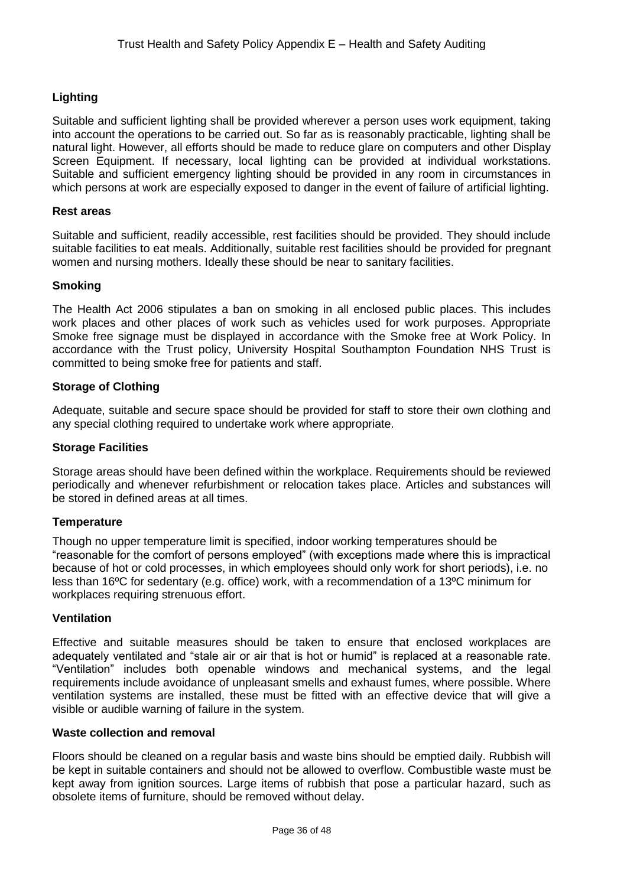**Lighting**

Suitable and sufficient lighting shall be provided wherever a person uses work equipment, taking into account the operations to be carried out. So far as is reasonably practicable, lighting shall be natural light. However, all efforts should be made to reduce glare on computers and other Display Screen Equipment. If necessary, local lighting can be provided at individual workstations. Suitable and sufficient emergency lighting should be provided in any room in circumstances in which persons at work are especially exposed to danger in the event of failure of artificial lighting.

**Rest areas**

Suitable and sufficient, readily accessible, rest facilities should be provided. They should include suitable facilities to eat meals. Additionally, suitable rest facilities should be provided for pregnant women and nursing mothers. Ideally these should be near to sanitary facilities.

**Smoking**

The Health Act 2006 stipulates a ban on smoking in all enclosed public places. This includes work places and other places of work such as vehicles used for work purposes. Appropriate Smoke free signage must be displayed in accordance with the Smoke free at Work Policy. In accordance with the Trust policy, University Hospital Southampton Foundation NHS Trust is committed to being smoke free for patients and staff.

**Storage of Clothing**

Adequate, suitable and secure space should be provided for staff to store their own clothing and any special clothing required to undertake work where appropriate.

**Storage Facilities**

Storage areas should have been defined within the workplace. Requirements should be reviewed periodically and whenever refurbishment or relocation takes place. Articles and substances will be stored in defined areas at all times.

**Temperature**

Though no upper temperature limit is specified, indoor working temperatures should be "reasonable for the comfort of persons employed" (with exceptions made where this is impractical because of hot or cold processes, in which employees should only work for short periods), i.e. no less than 16ºC for sedentary (e.g. office) work, with a recommendation of a 13ºC minimum for workplaces requiring strenuous effort.

**Ventilation**

Effective and suitable measures should be taken to ensure that enclosed workplaces are adequately ventilated and "stale air or air that is hot or humid" is replaced at a reasonable rate. "Ventilation" includes both openable windows and mechanical systems, and the legal requirements include avoidance of unpleasant smells and exhaust fumes, where possible. Where ventilation systems are installed, these must be fitted with an effective device that will give a visible or audible warning of failure in the system.

**Waste collection and removal**

Floors should be cleaned on a regular basis and waste bins should be emptied daily. Rubbish will be kept in suitable containers and should not be allowed to overflow. Combustible waste must be kept away from ignition sources. Large items of rubbish that pose a particular hazard, such as obsolete items of furniture, should be removed without delay.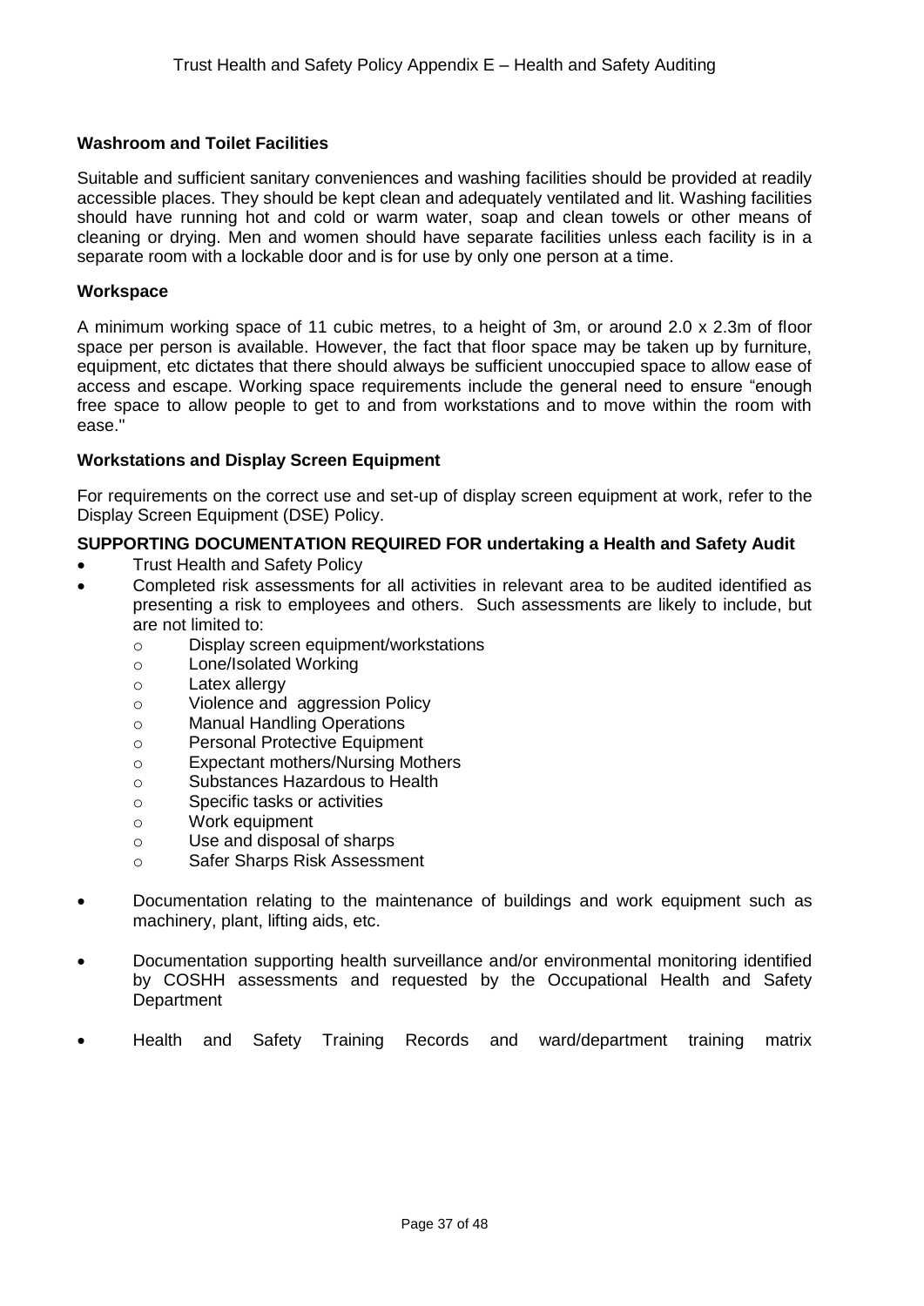**Washroom and Toilet Facilities**

Suitable and sufficient sanitary conveniences and washing facilities should be provided at readily accessible places. They should be kept clean and adequately ventilated and lit. Washing facilities should have running hot and cold or warm water, soap and clean towels or other means of cleaning or drying. Men and women should have separate facilities unless each facility is in a separate room with a lockable door and is for use by only one person at a time.

**Workspace**

A minimum working space of 11 cubic metres, to a height of 3m, or around 2.0 x 2.3m of floor space per person is available. However, the fact that floor space may be taken up by furniture, equipment, etc dictates that there should always be sufficient unoccupied space to allow ease of access and escape. Working space requirements include the general need to ensure "enough free space to allow people to get to and from workstations and to move within the room with ease."

**Workstations and Display Screen Equipment**

For requirements on the correct use and set-up of display screen equipment at work, refer to the Display Screen Equipment (DSE) Policy.

**SUPPORTING DOCUMENTATION REQUIRED FOR undertaking a Health and Safety Audit**

- Trust Health and Safety Policy
- Completed risk assessments for all activities in relevant area to be audited identified as presenting a risk to employees and others. Such assessments are likely to include, but are not limited to:
  - Display screen equipment/workstations
  - Lone/Isolated Working
  - Latex allergy
  - Violence and aggression Policy
  - Manual Handling Operations
  - Personal Protective Equipment
  - Expectant mothers/Nursing Mothers
  - Substances Hazardous to Health
  - Specific tasks or activities
  - Work equipment
  - Use and disposal of sharps
  - Safer Sharps Risk Assessment
- Documentation relating to the maintenance of buildings and work equipment such as machinery, plant, lifting aids, etc.
- Documentation supporting health surveillance and/or environmental monitoring identified by COSHH assessments and requested by the Occupational Health and Safety Department
- Health and Safety Training Records and ward/department training matrix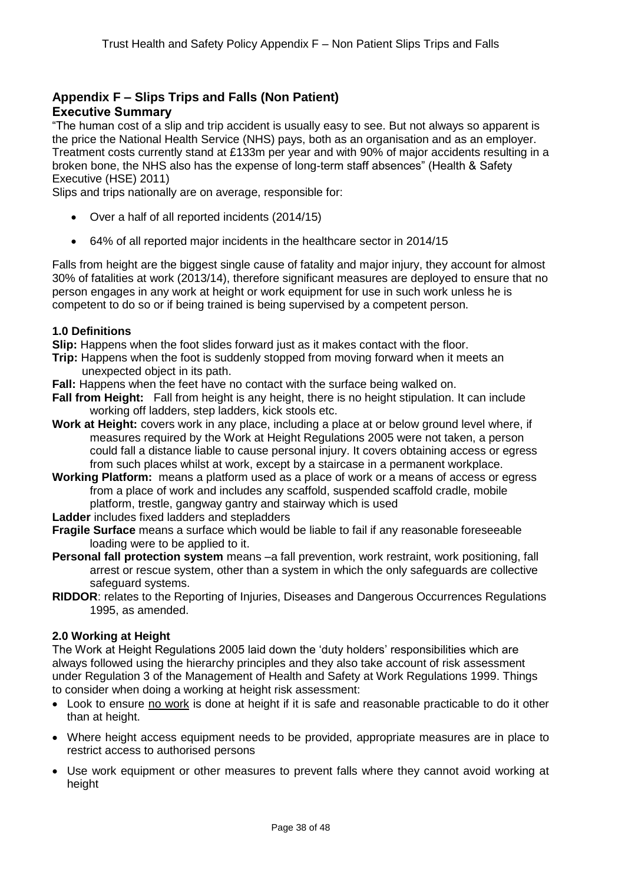## Appendix F – Slips Trips and Falls (Non Patient)

## Executive Summary

"The human cost of a slip and trip accident is usually easy to see. But not always so apparent is the price the National Health Service (NHS) pays, both as an organisation and as an employer. Treatment costs currently stand at £133m per year and with 90% of major accidents resulting in a broken bone, the NHS also has the expense of long-term staff absences" (Health & Safety Executive (HSE) 2011)

Slips and trips nationally are on average, responsible for:

- Over a half of all reported incidents (2014/15)
- 64% of all reported major incidents in the healthcare sector in 2014/15

Falls from height are the biggest single cause of fatality and major injury, they account for almost 30% of fatalities at work (2013/14), therefore significant measures are deployed to ensure that no person engages in any work at height or work equipment for use in such work unless he is competent to do so or if being trained is being supervised by a competent person.

### 1.0 Definitions

**Slip:** Happens when the foot slides forward just as it makes contact with the floor.

**Trip:** Happens when the foot is suddenly stopped from moving forward when it meets an unexpected object in its path.

**Fall:** Happens when the feet have no contact with the surface being walked on.

**Fall from Height:** Fall from height is any height, there is no height stipulation. It can include working off ladders, step ladders, kick stools etc.

**Work at Height:** covers work in any place, including a place at or below ground level where, if measures required by the Work at Height Regulations 2005 were not taken, a person could fall a distance liable to cause personal injury. It covers obtaining access or egress from such places whilst at work, except by a staircase in a permanent workplace.

**Working Platform:** means a platform used as a place of work or a means of access or egress from a place of work and includes any scaffold, suspended scaffold cradle, mobile platform, trestle, gangway gantry and stairway which is used

**Ladder** includes fixed ladders and stepladders

**Fragile Surface** means a surface which would be liable to fail if any reasonable foreseeable loading were to be applied to it.

**Personal fall protection system** means –a fall prevention, work restraint, work positioning, fall arrest or rescue system, other than a system in which the only safeguards are collective safeguard systems.

**RIDDOR**: relates to the Reporting of Injuries, Diseases and Dangerous Occurrences Regulations 1995, as amended.

### 2.0 Working at Height

The Work at Height Regulations 2005 laid down the 'duty holders' responsibilities which are always followed using the hierarchy principles and they also take account of risk assessment under Regulation 3 of the Management of Health and Safety at Work Regulations 1999. Things to consider when doing a working at height risk assessment:

- Look to ensure no work is done at height if it is safe and reasonable practicable to do it other than at height.
- Where height access equipment needs to be provided, appropriate measures are in place to restrict access to authorised persons
- Use work equipment or other measures to prevent falls where they cannot avoid working at height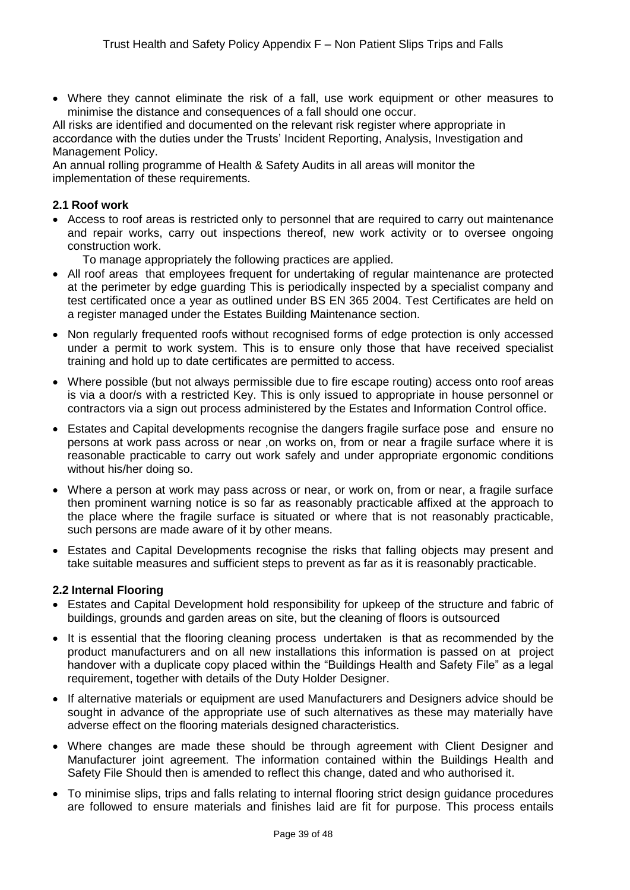- Where they cannot eliminate the risk of a fall, use work equipment or other measures to minimise the distance and consequences of a fall should one occur.

All risks are identified and documented on the relevant risk register where appropriate in accordance with the duties under the Trusts' Incident Reporting, Analysis, Investigation and Management Policy.

An annual rolling programme of Health & Safety Audits in all areas will monitor the implementation of these requirements.

### 2.1 Roof work

- Access to roof areas is restricted only to personnel that are required to carry out maintenance and repair works, carry out inspections thereof, new work activity or to oversee ongoing construction work.

  To manage appropriately the following practices are applied.

- All roof areas that employees frequent for undertaking of regular maintenance are protected at the perimeter by edge guarding This is periodically inspected by a specialist company and test certificated once a year as outlined under BS EN 365 2004. Test Certificates are held on a register managed under the Estates Building Maintenance section.
- Non regularly frequented roofs without recognised forms of edge protection is only accessed under a permit to work system. This is to ensure only those that have received specialist training and hold up to date certificates are permitted to access.
- Where possible (but not always permissible due to fire escape routing) access onto roof areas is via a door/s with a restricted Key. This is only issued to appropriate in house personnel or contractors via a sign out process administered by the Estates and Information Control office.
- Estates and Capital developments recognise the dangers fragile surface pose and ensure no persons at work pass across or near ,on works on, from or near a fragile surface where it is reasonable practicable to carry out work safely and under appropriate ergonomic conditions without his/her doing so.
- Where a person at work may pass across or near, or work on, from or near, a fragile surface then prominent warning notice is so far as reasonably practicable affixed at the approach to the place where the fragile surface is situated or where that is not reasonably practicable, such persons are made aware of it by other means.
- Estates and Capital Developments recognise the risks that falling objects may present and take suitable measures and sufficient steps to prevent as far as it is reasonably practicable.

### 2.2 Internal Flooring

- Estates and Capital Development hold responsibility for upkeep of the structure and fabric of buildings, grounds and garden areas on site, but the cleaning of floors is outsourced
- It is essential that the flooring cleaning process undertaken is that as recommended by the product manufacturers and on all new installations this information is passed on at project handover with a duplicate copy placed within the "Buildings Health and Safety File" as a legal requirement, together with details of the Duty Holder Designer.
- If alternative materials or equipment are used Manufacturers and Designers advice should be sought in advance of the appropriate use of such alternatives as these may materially have adverse effect on the flooring materials designed characteristics.
- Where changes are made these should be through agreement with Client Designer and Manufacturer joint agreement. The information contained within the Buildings Health and Safety File Should then is amended to reflect this change, dated and who authorised it.
- To minimise slips, trips and falls relating to internal flooring strict design guidance procedures are followed to ensure materials and finishes laid are fit for purpose. This process entails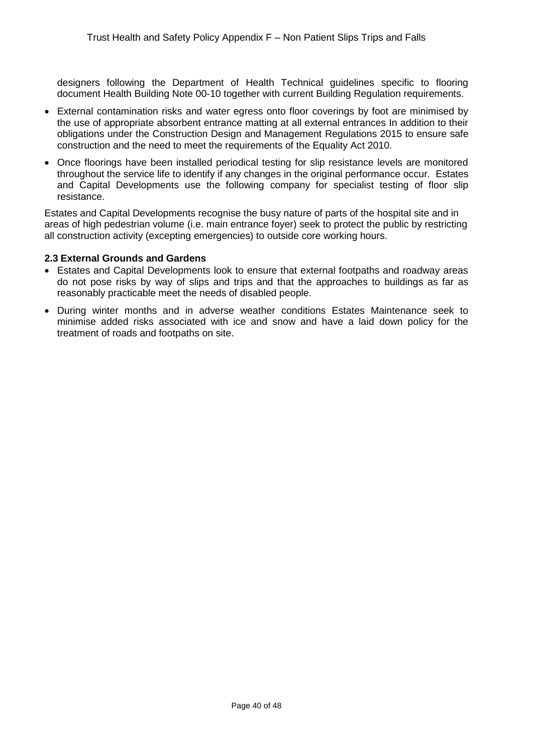designers following the Department of Health Technical guidelines specific to flooring document Health Building Note 00-10 together with current Building Regulation requirements.

- External contamination risks and water egress onto floor coverings by foot are minimised by the use of appropriate absorbent entrance matting at all external entrances In addition to their obligations under the Construction Design and Management Regulations 2015 to ensure safe construction and the need to meet the requirements of the Equality Act 2010.
- Once floorings have been installed periodical testing for slip resistance levels are monitored throughout the service life to identify if any changes in the original performance occur. Estates and Capital Developments use the following company for specialist testing of floor slip resistance.

Estates and Capital Developments recognise the busy nature of parts of the hospital site and in areas of high pedestrian volume (i.e. main entrance foyer) seek to protect the public by restricting all construction activity (excepting emergencies) to outside core working hours.

**2.3 External Grounds and Gardens**

- Estates and Capital Developments look to ensure that external footpaths and roadway areas do not pose risks by way of slips and trips and that the approaches to buildings as far as reasonably practicable meet the needs of disabled people.
- During winter months and in adverse weather conditions Estates Maintenance seek to minimise added risks associated with ice and snow and have a laid down policy for the treatment of roads and footpaths on site.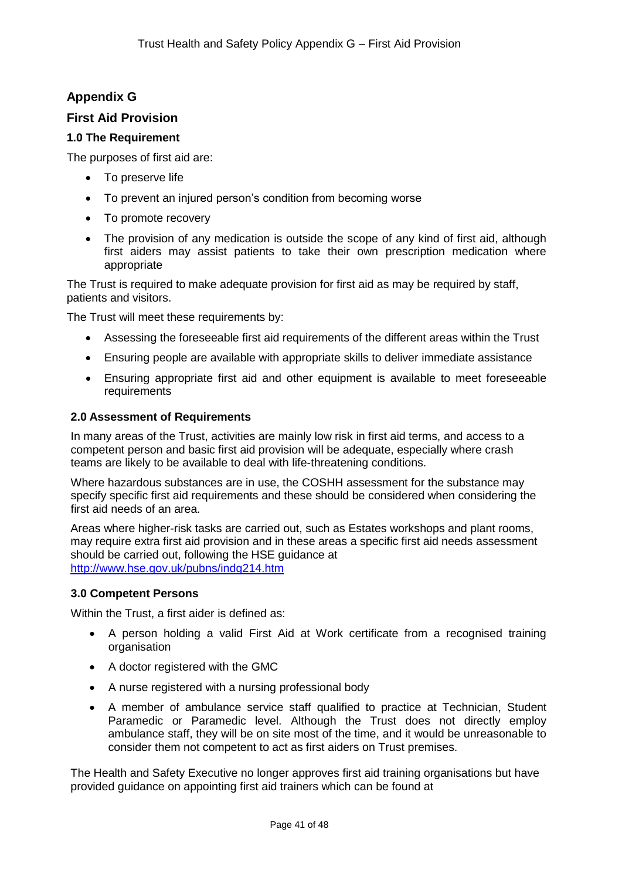## Appendix G

## First Aid Provision

### 1.0 The Requirement

The purposes of first aid are:

- To preserve life
- To prevent an injured person's condition from becoming worse
- To promote recovery
- The provision of any medication is outside the scope of any kind of first aid, although first aiders may assist patients to take their own prescription medication where appropriate

The Trust is required to make adequate provision for first aid as may be required by staff, patients and visitors.

The Trust will meet these requirements by:

- Assessing the foreseeable first aid requirements of the different areas within the Trust
- Ensuring people are available with appropriate skills to deliver immediate assistance
- Ensuring appropriate first aid and other equipment is available to meet foreseeable requirements

### 2.0 Assessment of Requirements

In many areas of the Trust, activities are mainly low risk in first aid terms, and access to a competent person and basic first aid provision will be adequate, especially where crash teams are likely to be available to deal with life-threatening conditions.

Where hazardous substances are in use, the COSHH assessment for the substance may specify specific first aid requirements and these should be considered when considering the first aid needs of an area.

Areas where higher-risk tasks are carried out, such as Estates workshops and plant rooms, may require extra first aid provision and in these areas a specific first aid needs assessment should be carried out, following the HSE guidance at http://www.hse.gov.uk/pubns/indg214.htm

### 3.0 Competent Persons

Within the Trust, a first aider is defined as:

- A person holding a valid First Aid at Work certificate from a recognised training organisation
- A doctor registered with the GMC
- A nurse registered with a nursing professional body
- A member of ambulance service staff qualified to practice at Technician, Student Paramedic or Paramedic level. Although the Trust does not directly employ ambulance staff, they will be on site most of the time, and it would be unreasonable to consider them not competent to act as first aiders on Trust premises.

The Health and Safety Executive no longer approves first aid training organisations but have provided guidance on appointing first aid trainers which can be found at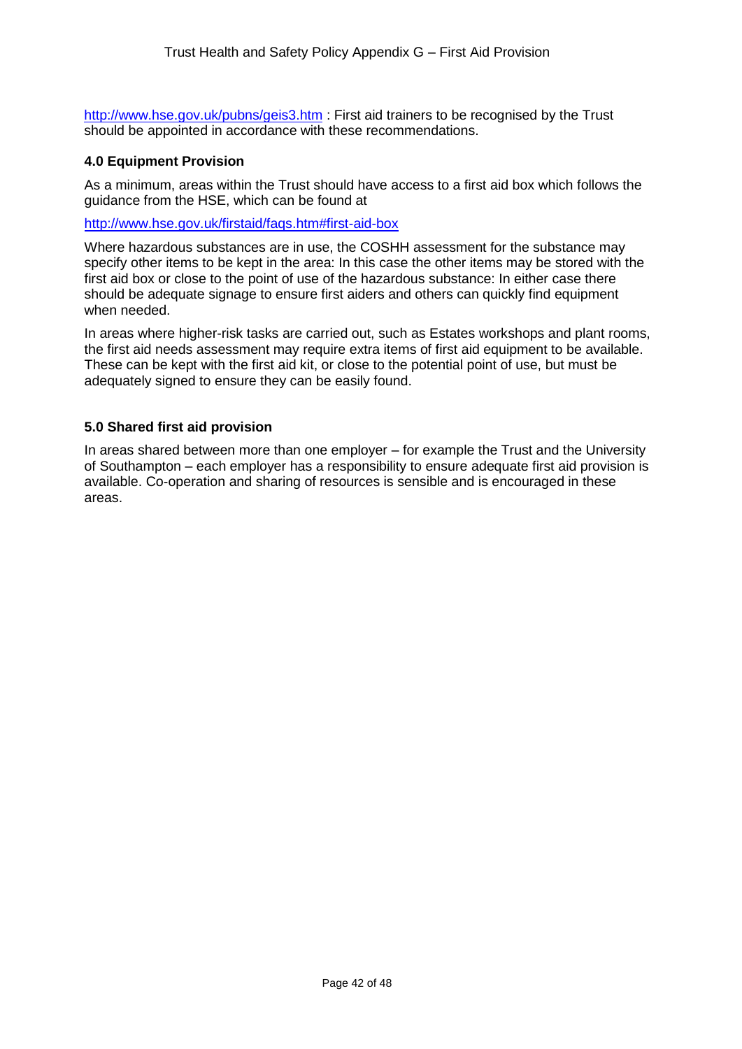http://www.hse.gov.uk/pubns/geis3.htm : First aid trainers to be recognised by the Trust should be appointed in accordance with these recommendations.

**4.0 Equipment Provision**

As a minimum, areas within the Trust should have access to a first aid box which follows the guidance from the HSE, which can be found at

http://www.hse.gov.uk/firstaid/faqs.htm#first-aid-box

Where hazardous substances are in use, the COSHH assessment for the substance may specify other items to be kept in the area: In this case the other items may be stored with the first aid box or close to the point of use of the hazardous substance: In either case there should be adequate signage to ensure first aiders and others can quickly find equipment when needed.

In areas where higher-risk tasks are carried out, such as Estates workshops and plant rooms, the first aid needs assessment may require extra items of first aid equipment to be available. These can be kept with the first aid kit, or close to the potential point of use, but must be adequately signed to ensure they can be easily found.

**5.0 Shared first aid provision**

In areas shared between more than one employer – for example the Trust and the University of Southampton – each employer has a responsibility to ensure adequate first aid provision is available. Co-operation and sharing of resources is sensible and is encouraged in these areas.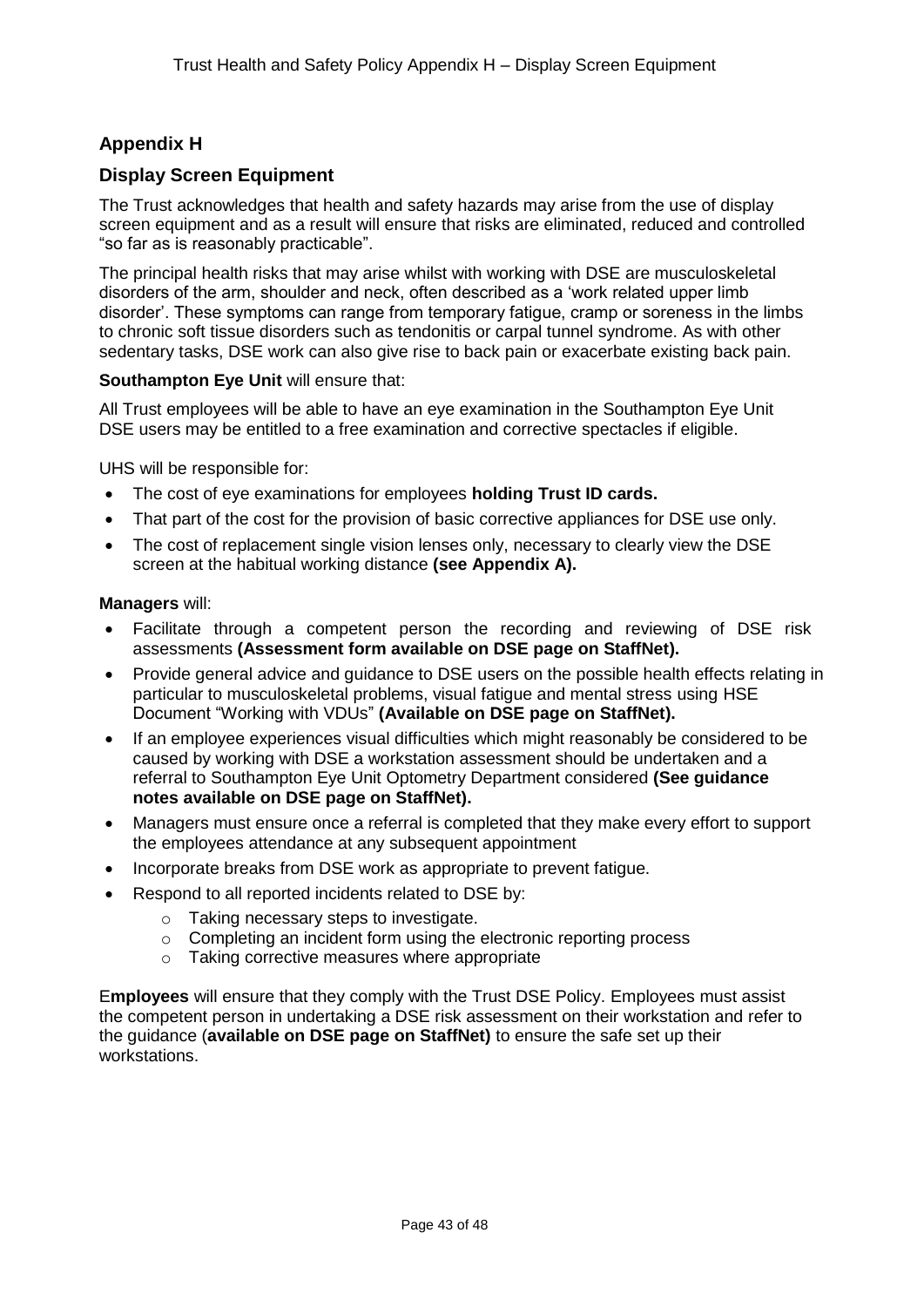## Appendix H

## Display Screen Equipment

The Trust acknowledges that health and safety hazards may arise from the use of display screen equipment and as a result will ensure that risks are eliminated, reduced and controlled "so far as is reasonably practicable".

The principal health risks that may arise whilst with working with DSE are musculoskeletal disorders of the arm, shoulder and neck, often described as a 'work related upper limb disorder'. These symptoms can range from temporary fatigue, cramp or soreness in the limbs to chronic soft tissue disorders such as tendonitis or carpal tunnel syndrome. As with other sedentary tasks, DSE work can also give rise to back pain or exacerbate existing back pain.

**Southampton Eye Unit** will ensure that:

All Trust employees will be able to have an eye examination in the Southampton Eye Unit DSE users may be entitled to a free examination and corrective spectacles if eligible.

UHS will be responsible for:

- The cost of eye examinations for employees **holding Trust ID cards.**
- That part of the cost for the provision of basic corrective appliances for DSE use only.
- The cost of replacement single vision lenses only, necessary to clearly view the DSE screen at the habitual working distance **(see Appendix A).**

**Managers** will:

- Facilitate through a competent person the recording and reviewing of DSE risk assessments **(Assessment form available on DSE page on StaffNet).**
- Provide general advice and guidance to DSE users on the possible health effects relating in particular to musculoskeletal problems, visual fatigue and mental stress using HSE Document "Working with VDUs" **(Available on DSE page on StaffNet).**
- If an employee experiences visual difficulties which might reasonably be considered to be caused by working with DSE a workstation assessment should be undertaken and a referral to Southampton Eye Unit Optometry Department considered **(See guidance notes available on DSE page on StaffNet).**
- Managers must ensure once a referral is completed that they make every effort to support the employees attendance at any subsequent appointment
- Incorporate breaks from DSE work as appropriate to prevent fatigue.
- Respond to all reported incidents related to DSE by:
  - Taking necessary steps to investigate.
  - Completing an incident form using the electronic reporting process
  - Taking corrective measures where appropriate

E**mployees** will ensure that they comply with the Trust DSE Policy. Employees must assist the competent person in undertaking a DSE risk assessment on their workstation and refer to the guidance (**available on DSE page on StaffNet)** to ensure the safe set up their workstations.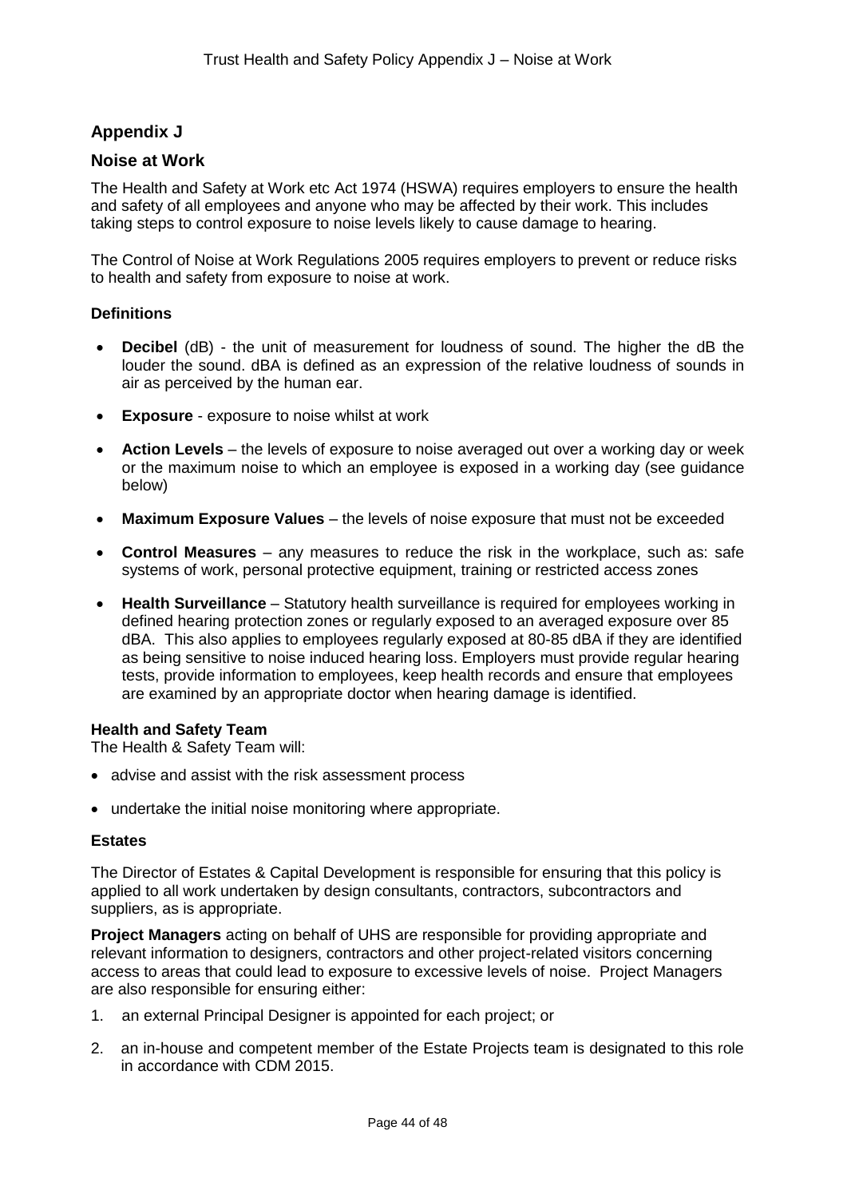## Appendix J

## Noise at Work

The Health and Safety at Work etc Act 1974 (HSWA) requires employers to ensure the health and safety of all employees and anyone who may be affected by their work. This includes taking steps to control exposure to noise levels likely to cause damage to hearing.

The Control of Noise at Work Regulations 2005 requires employers to prevent or reduce risks to health and safety from exposure to noise at work.

### Definitions

- **Decibel** (dB) - the unit of measurement for loudness of sound. The higher the dB the louder the sound. dBA is defined as an expression of the relative loudness of sounds in air as perceived by the human ear.
- **Exposure** - exposure to noise whilst at work
- **Action Levels** – the levels of exposure to noise averaged out over a working day or week or the maximum noise to which an employee is exposed in a working day (see guidance below)
- **Maximum Exposure Values** – the levels of noise exposure that must not be exceeded
- **Control Measures** – any measures to reduce the risk in the workplace, such as: safe systems of work, personal protective equipment, training or restricted access zones
- **Health Surveillance** – Statutory health surveillance is required for employees working in defined hearing protection zones or regularly exposed to an averaged exposure over 85 dBA. This also applies to employees regularly exposed at 80-85 dBA if they are identified as being sensitive to noise induced hearing loss. Employers must provide regular hearing tests, provide information to employees, keep health records and ensure that employees are examined by an appropriate doctor when hearing damage is identified.

### Health and Safety Team

The Health & Safety Team will:

- advise and assist with the risk assessment process
- undertake the initial noise monitoring where appropriate.

### Estates

The Director of Estates & Capital Development is responsible for ensuring that this policy is applied to all work undertaken by design consultants, contractors, subcontractors and suppliers, as is appropriate.

**Project Managers** acting on behalf of UHS are responsible for providing appropriate and relevant information to designers, contractors and other project-related visitors concerning access to areas that could lead to exposure to excessive levels of noise. Project Managers are also responsible for ensuring either:

1. an external Principal Designer is appointed for each project; or
2. an in-house and competent member of the Estate Projects team is designated to this role in accordance with CDM 2015.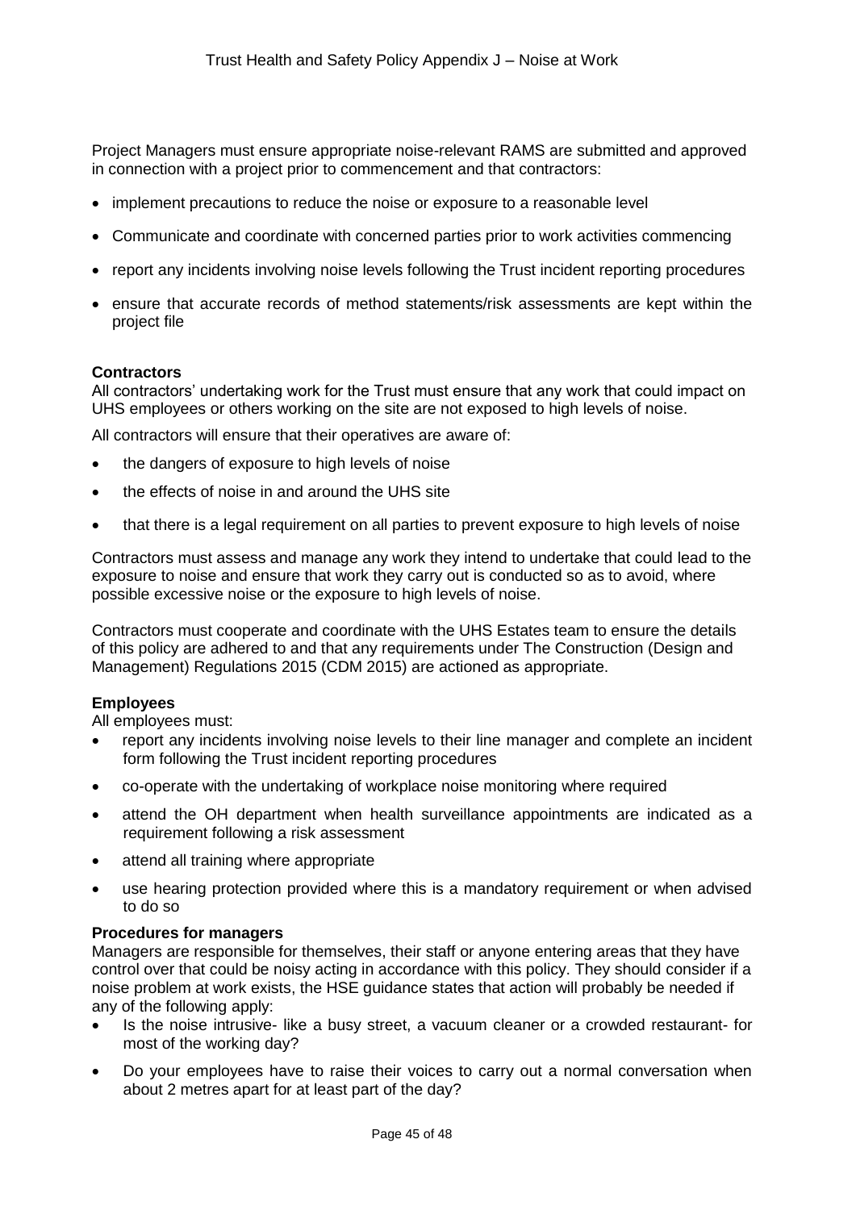Project Managers must ensure appropriate noise-relevant RAMS are submitted and approved in connection with a project prior to commencement and that contractors:

- implement precautions to reduce the noise or exposure to a reasonable level
- Communicate and coordinate with concerned parties prior to work activities commencing
- report any incidents involving noise levels following the Trust incident reporting procedures
- ensure that accurate records of method statements/risk assessments are kept within the project file

**Contractors**

All contractors' undertaking work for the Trust must ensure that any work that could impact on UHS employees or others working on the site are not exposed to high levels of noise.

All contractors will ensure that their operatives are aware of:

- the dangers of exposure to high levels of noise
- the effects of noise in and around the UHS site
- that there is a legal requirement on all parties to prevent exposure to high levels of noise

Contractors must assess and manage any work they intend to undertake that could lead to the exposure to noise and ensure that work they carry out is conducted so as to avoid, where possible excessive noise or the exposure to high levels of noise.

Contractors must cooperate and coordinate with the UHS Estates team to ensure the details of this policy are adhered to and that any requirements under The Construction (Design and Management) Regulations 2015 (CDM 2015) are actioned as appropriate.

**Employees**

All employees must:

- report any incidents involving noise levels to their line manager and complete an incident form following the Trust incident reporting procedures
- co-operate with the undertaking of workplace noise monitoring where required
- attend the OH department when health surveillance appointments are indicated as a requirement following a risk assessment
- attend all training where appropriate
- use hearing protection provided where this is a mandatory requirement or when advised to do so

**Procedures for managers**

Managers are responsible for themselves, their staff or anyone entering areas that they have control over that could be noisy acting in accordance with this policy. They should consider if a noise problem at work exists, the HSE guidance states that action will probably be needed if any of the following apply:

- Is the noise intrusive- like a busy street, a vacuum cleaner or a crowded restaurant- for most of the working day?
- Do your employees have to raise their voices to carry out a normal conversation when about 2 metres apart for at least part of the day?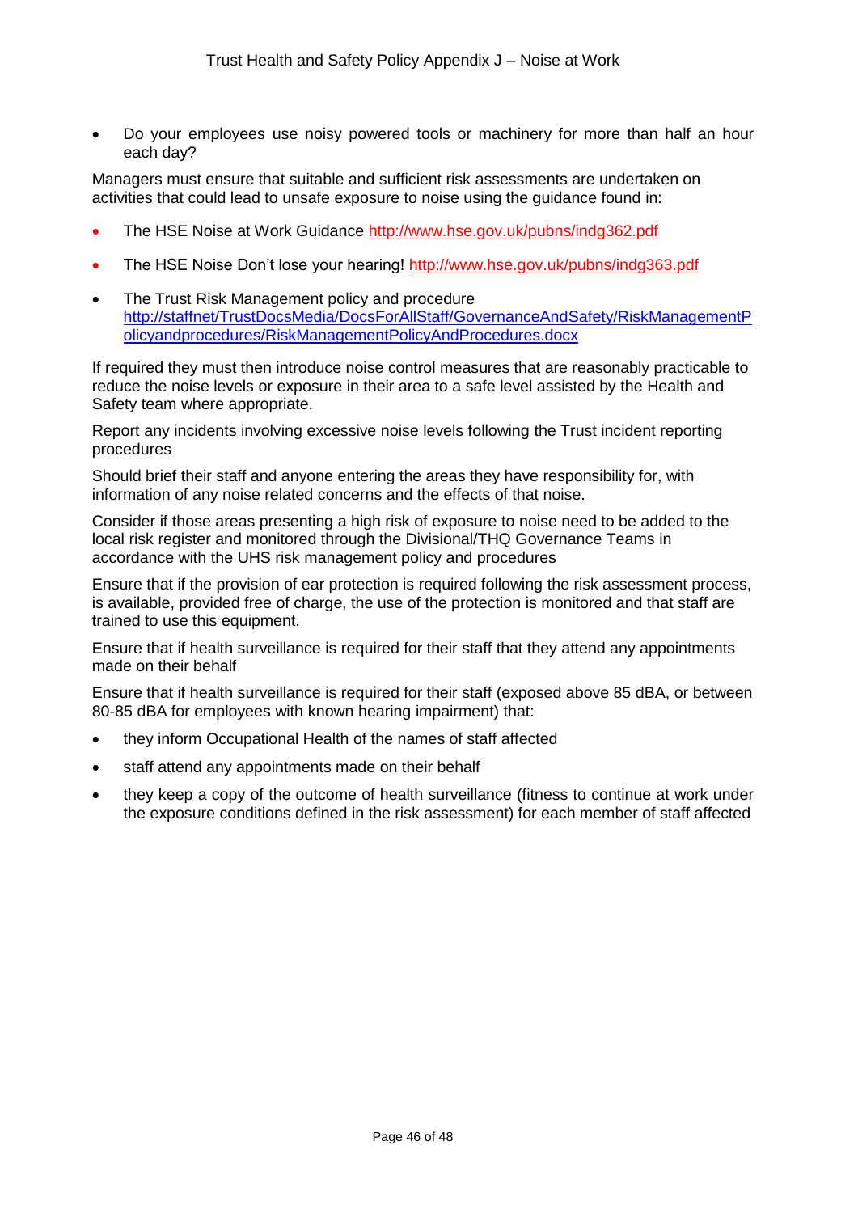- Do your employees use noisy powered tools or machinery for more than half an hour each day?

Managers must ensure that suitable and sufficient risk assessments are undertaken on activities that could lead to unsafe exposure to noise using the guidance found in:

- The HSE Noise at Work Guidance http://www.hse.gov.uk/pubns/indg362.pdf
- The HSE Noise Don't lose your hearing! http://www.hse.gov.uk/pubns/indg363.pdf
- The Trust Risk Management policy and procedure http://staffnet/TrustDocsMedia/DocsForAllStaff/GovernanceAndSafety/RiskManagementPolicyandprocedures/RiskManagementPolicyAndProcedures.docx

If required they must then introduce noise control measures that are reasonably practicable to reduce the noise levels or exposure in their area to a safe level assisted by the Health and Safety team where appropriate.

Report any incidents involving excessive noise levels following the Trust incident reporting procedures

Should brief their staff and anyone entering the areas they have responsibility for, with information of any noise related concerns and the effects of that noise.

Consider if those areas presenting a high risk of exposure to noise need to be added to the local risk register and monitored through the Divisional/THQ Governance Teams in accordance with the UHS risk management policy and procedures

Ensure that if the provision of ear protection is required following the risk assessment process, is available, provided free of charge, the use of the protection is monitored and that staff are trained to use this equipment.

Ensure that if health surveillance is required for their staff that they attend any appointments made on their behalf

Ensure that if health surveillance is required for their staff (exposed above 85 dBA, or between 80-85 dBA for employees with known hearing impairment) that:

- they inform Occupational Health of the names of staff affected
- staff attend any appointments made on their behalf
- they keep a copy of the outcome of health surveillance (fitness to continue at work under the exposure conditions defined in the risk assessment) for each member of staff affected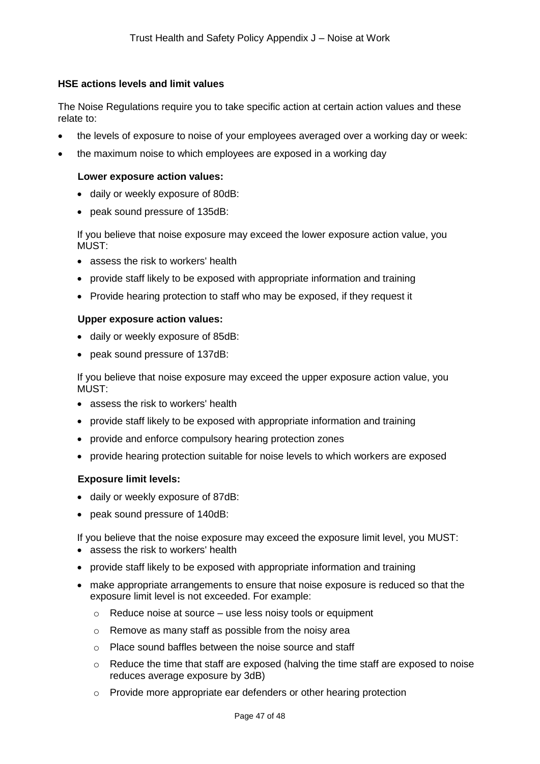### HSE actions levels and limit values

The Noise Regulations require you to take specific action at certain action values and these relate to:

- the levels of exposure to noise of your employees averaged over a working day or week:
- the maximum noise to which employees are exposed in a working day

**Lower exposure action values:**

- daily or weekly exposure of 80dB:
- peak sound pressure of 135dB:

If you believe that noise exposure may exceed the lower exposure action value, you MUST:

- assess the risk to workers' health
- provide staff likely to be exposed with appropriate information and training
- Provide hearing protection to staff who may be exposed, if they request it

**Upper exposure action values:**

- daily or weekly exposure of 85dB:
- peak sound pressure of 137dB:

If you believe that noise exposure may exceed the upper exposure action value, you MUST:

- assess the risk to workers' health
- provide staff likely to be exposed with appropriate information and training
- provide and enforce compulsory hearing protection zones
- provide hearing protection suitable for noise levels to which workers are exposed

**Exposure limit levels:**

- daily or weekly exposure of 87dB:
- peak sound pressure of 140dB:

If you believe that the noise exposure may exceed the exposure limit level, you MUST:

- assess the risk to workers' health
- provide staff likely to be exposed with appropriate information and training
- make appropriate arrangements to ensure that noise exposure is reduced so that the exposure limit level is not exceeded. For example:
  - Reduce noise at source – use less noisy tools or equipment
  - Remove as many staff as possible from the noisy area
  - Place sound baffles between the noise source and staff
  - Reduce the time that staff are exposed (halving the time staff are exposed to noise reduces average exposure by 3dB)
  - Provide more appropriate ear defenders or other hearing protection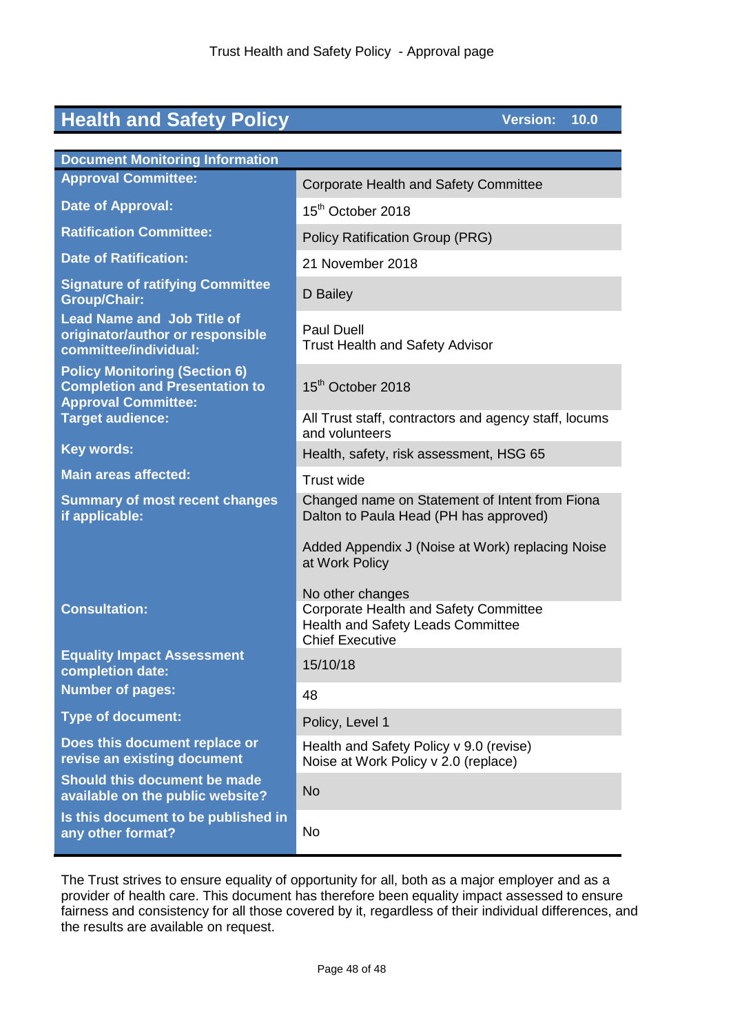Trust Health and Safety Policy - Approval page

| Health and Safety Policy | Version: 10.0 |
|---|---|
| **Document Monitoring Information** | |
| **Approval Committee:** | Corporate Health and Safety Committee |
| **Date of Approval:** | 15th October 2018 |
| **Ratification Committee:** | Policy Ratification Group (PRG) |
| **Date of Ratification:** | 21 November 2018 |
| **Signature of ratifying Committee Group/Chair:** | D Bailey |
| **Lead Name and Job Title of originator/author or responsible committee/individual:** | Paul Duell<br>Trust Health and Safety Advisor |
| **Policy Monitoring (Section 6) Completion and Presentation to Approval Committee:** | 15th October 2018 |
| **Target audience:** | All Trust staff, contractors and agency staff, locums and volunteers |
| **Key words:** | Health, safety, risk assessment, HSG 65 |
| **Main areas affected:** | Trust wide |
| **Summary of most recent changes if applicable:** | Changed name on Statement of Intent from Fiona Dalton to Paula Head (PH has approved)<br><br>Added Appendix J (Noise at Work) replacing Noise at Work Policy<br><br>No other changes |
| **Consultation:** | Corporate Health and Safety Committee<br>Health and Safety Leads Committee<br>Chief Executive |
| **Equality Impact Assessment completion date:** | 15/10/18 |
| **Number of pages:** | 48 |
| **Type of document:** | Policy, Level 1 |
| **Does this document replace or revise an existing document** | Health and Safety Policy v 9.0 (revise)<br>Noise at Work Policy v 2.0 (replace) |
| **Should this document be made available on the public website?** | No |
| **Is this document to be published in any other format?** | No |

The Trust strives to ensure equality of opportunity for all, both as a major employer and as a provider of health care. This document has therefore been equality impact assessed to ensure fairness and consistency for all those covered by it, regardless of their individual differences, and the results are available on request.